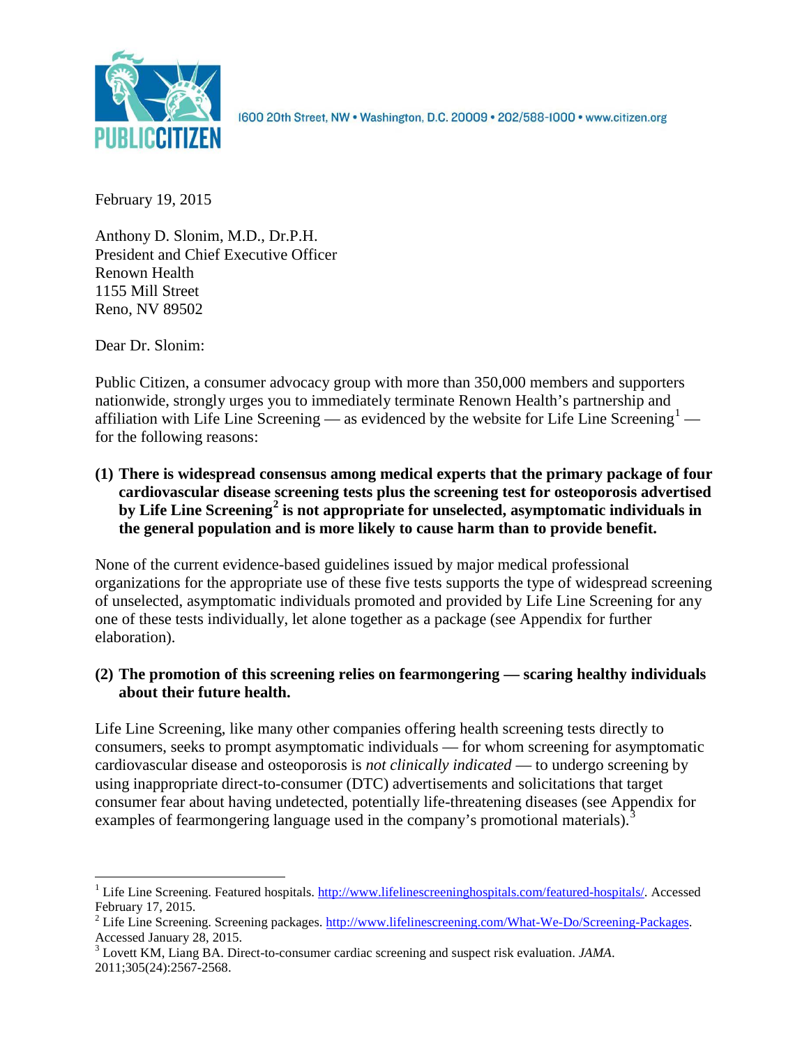PUBLIC CITIZEN

1600 20th Street, NW • Washington, D.C. 20009 • 202/588-1000 • www.citizen.org

February 19, 2015

Anthony D. Slonim, M.D., Dr.P.H.
President and Chief Executive Officer
Renown Health
1155 Mill Street
Reno, NV 89502

Dear Dr. Slonim:

Public Citizen, a consumer advocacy group with more than 350,000 members and supporters nationwide, strongly urges you to immediately terminate Renown Health's partnership and affiliation with Life Line Screening — as evidenced by the website for Life Line Screening[1] — for the following reasons:

**(1) There is widespread consensus among medical experts that the primary package of four cardiovascular disease screening tests plus the screening test for osteoporosis advertised by Life Line Screening[2] is not appropriate for unselected, asymptomatic individuals in the general population and is more likely to cause harm than to provide benefit.**

None of the current evidence-based guidelines issued by major medical professional organizations for the appropriate use of these five tests supports the type of widespread screening of unselected, asymptomatic individuals promoted and provided by Life Line Screening for any one of these tests individually, let alone together as a package (see Appendix for further elaboration).

**(2) The promotion of this screening relies on fearmongering — scaring healthy individuals about their future health.**

Life Line Screening, like many other companies offering health screening tests directly to consumers, seeks to prompt asymptomatic individuals — for whom screening for asymptomatic cardiovascular disease and osteoporosis is *not clinically indicated* — to undergo screening by using inappropriate direct-to-consumer (DTC) advertisements and solicitations that target consumer fear about having undetected, potentially life-threatening diseases (see Appendix for examples of fearmongering language used in the company's promotional materials).[3]

---

[1] Life Line Screening. Featured hospitals. http://www.lifelinescreeninghospitals.com/featured-hospitals/. Accessed February 17, 2015.

[2] Life Line Screening. Screening packages. http://www.lifelinescreening.com/What-We-Do/Screening-Packages. Accessed January 28, 2015.

[3] Lovett KM, Liang BA. Direct-to-consumer cardiac screening and suspect risk evaluation. *JAMA*. 2011;305(24):2567-2568.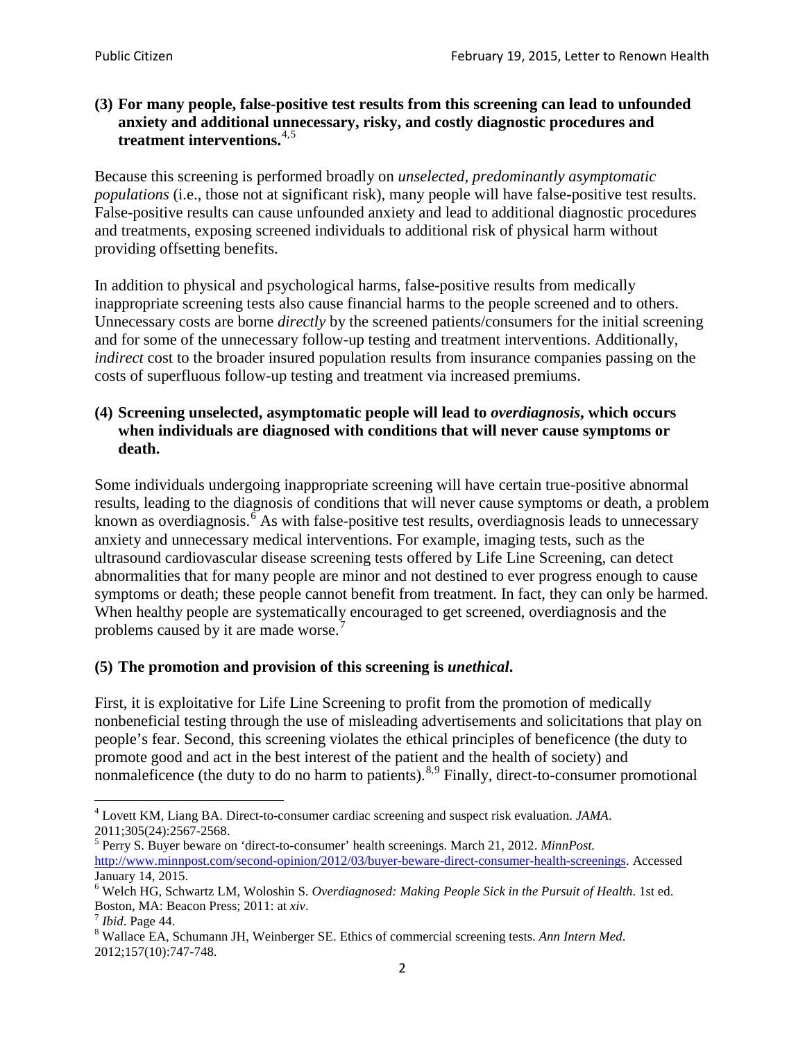**(3) For many people, false-positive test results from this screening can lead to unfounded anxiety and additional unnecessary, risky, and costly diagnostic procedures and treatment interventions.**[4,5]

Because this screening is performed broadly on *unselected, predominantly asymptomatic populations* (i.e., those not at significant risk), many people will have false-positive test results. False-positive results can cause unfounded anxiety and lead to additional diagnostic procedures and treatments, exposing screened individuals to additional risk of physical harm without providing offsetting benefits.

In addition to physical and psychological harms, false-positive results from medically inappropriate screening tests also cause financial harms to the people screened and to others. Unnecessary costs are borne *directly* by the screened patients/consumers for the initial screening and for some of the unnecessary follow-up testing and treatment interventions. Additionally, *indirect* cost to the broader insured population results from insurance companies passing on the costs of superfluous follow-up testing and treatment via increased premiums.

**(4) Screening unselected, asymptomatic people will lead to *overdiagnosis*, which occurs when individuals are diagnosed with conditions that will never cause symptoms or death.**

Some individuals undergoing inappropriate screening will have certain true-positive abnormal results, leading to the diagnosis of conditions that will never cause symptoms or death, a problem known as overdiagnosis.[6] As with false-positive test results, overdiagnosis leads to unnecessary anxiety and unnecessary medical interventions. For example, imaging tests, such as the ultrasound cardiovascular disease screening tests offered by Life Line Screening, can detect abnormalities that for many people are minor and not destined to ever progress enough to cause symptoms or death; these people cannot benefit from treatment. In fact, they can only be harmed. When healthy people are systematically encouraged to get screened, overdiagnosis and the problems caused by it are made worse.[7]

**(5) The promotion and provision of this screening is *unethical*.**

First, it is exploitative for Life Line Screening to profit from the promotion of medically nonbeneficial testing through the use of misleading advertisements and solicitations that play on people's fear. Second, this screening violates the ethical principles of beneficence (the duty to promote good and act in the best interest of the patient and the health of society) and nonmaleficence (the duty to do no harm to patients).[8,9] Finally, direct-to-consumer promotional

---

[4] Lovett KM, Liang BA. Direct-to-consumer cardiac screening and suspect risk evaluation. *JAMA*. 2011;305(24):2567-2568.

[5] Perry S. Buyer beware on 'direct-to-consumer' health screenings. March 21, 2012. *MinnPost.* http://www.minnpost.com/second-opinion/2012/03/buyer-beware-direct-consumer-health-screenings. Accessed January 14, 2015.

[6] Welch HG, Schwartz LM, Woloshin S. *Overdiagnosed: Making People Sick in the Pursuit of Health*. 1st ed. Boston, MA: Beacon Press; 2011: at *xiv*.

[7] *Ibid*. Page 44.

[8] Wallace EA, Schumann JH, Weinberger SE. Ethics of commercial screening tests. *Ann Intern Med*. 2012;157(10):747-748.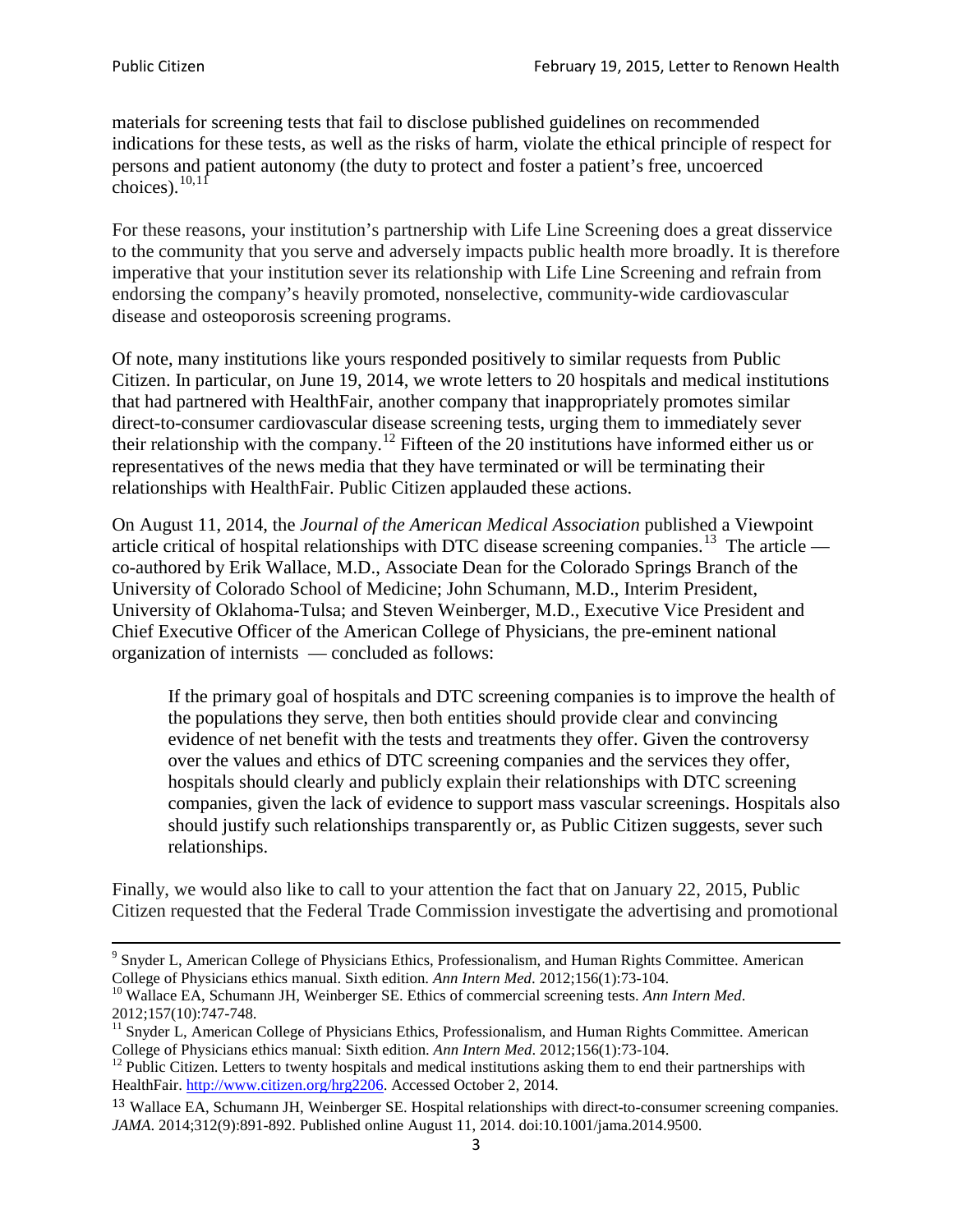materials for screening tests that fail to disclose published guidelines on recommended indications for these tests, as well as the risks of harm, violate the ethical principle of respect for persons and patient autonomy (the duty to protect and foster a patient's free, uncoerced choices).[10,11]

For these reasons, your institution's partnership with Life Line Screening does a great disservice to the community that you serve and adversely impacts public health more broadly. It is therefore imperative that your institution sever its relationship with Life Line Screening and refrain from endorsing the company's heavily promoted, nonselective, community-wide cardiovascular disease and osteoporosis screening programs.

Of note, many institutions like yours responded positively to similar requests from Public Citizen. In particular, on June 19, 2014, we wrote letters to 20 hospitals and medical institutions that had partnered with HealthFair, another company that inappropriately promotes similar direct-to-consumer cardiovascular disease screening tests, urging them to immediately sever their relationship with the company.[12] Fifteen of the 20 institutions have informed either us or representatives of the news media that they have terminated or will be terminating their relationships with HealthFair. Public Citizen applauded these actions.

On August 11, 2014, the *Journal of the American Medical Association* published a Viewpoint article critical of hospital relationships with DTC disease screening companies.[13] The article — co-authored by Erik Wallace, M.D., Associate Dean for the Colorado Springs Branch of the University of Colorado School of Medicine; John Schumann, M.D., Interim President, University of Oklahoma-Tulsa; and Steven Weinberger, M.D., Executive Vice President and Chief Executive Officer of the American College of Physicians, the pre-eminent national organization of internists — concluded as follows:

> If the primary goal of hospitals and DTC screening companies is to improve the health of the populations they serve, then both entities should provide clear and convincing evidence of net benefit with the tests and treatments they offer. Given the controversy over the values and ethics of DTC screening companies and the services they offer, hospitals should clearly and publicly explain their relationships with DTC screening companies, given the lack of evidence to support mass vascular screenings. Hospitals also should justify such relationships transparently or, as Public Citizen suggests, sever such relationships.

Finally, we would also like to call to your attention the fact that on January 22, 2015, Public Citizen requested that the Federal Trade Commission investigate the advertising and promotional

---

[9] Snyder L, American College of Physicians Ethics, Professionalism, and Human Rights Committee. American College of Physicians ethics manual. Sixth edition. *Ann Intern Med*. 2012;156(1):73-104.

[10] Wallace EA, Schumann JH, Weinberger SE. Ethics of commercial screening tests. *Ann Intern Med*. 2012;157(10):747-748.

[11] Snyder L, American College of Physicians Ethics, Professionalism, and Human Rights Committee. American College of Physicians ethics manual: Sixth edition. *Ann Intern Med*. 2012;156(1):73-104.

[12] Public Citizen. Letters to twenty hospitals and medical institutions asking them to end their partnerships with HealthFair. http://www.citizen.org/hrg2206. Accessed October 2, 2014.

[13] Wallace EA, Schumann JH, Weinberger SE. Hospital relationships with direct-to-consumer screening companies. *JAMA*. 2014;312(9):891-892. Published online August 11, 2014. doi:10.1001/jama.2014.9500.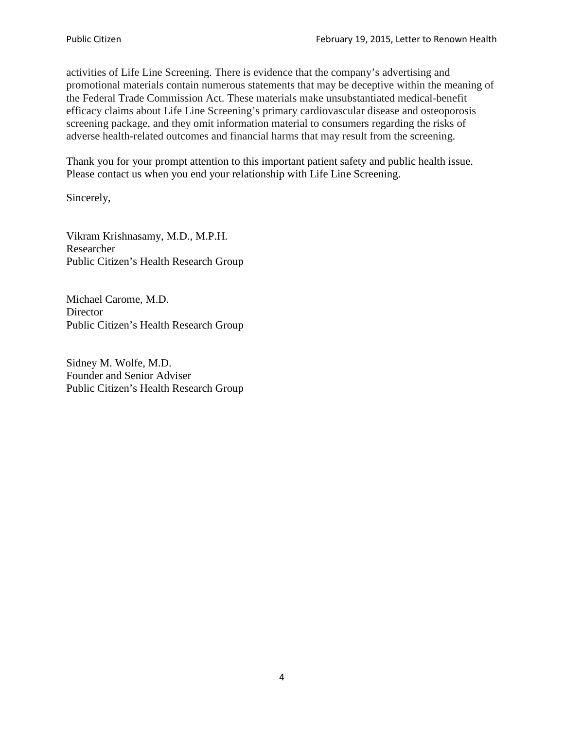activities of Life Line Screening. There is evidence that the company's advertising and promotional materials contain numerous statements that may be deceptive within the meaning of the Federal Trade Commission Act. These materials make unsubstantiated medical-benefit efficacy claims about Life Line Screening's primary cardiovascular disease and osteoporosis screening package, and they omit information material to consumers regarding the risks of adverse health-related outcomes and financial harms that may result from the screening.

Thank you for your prompt attention to this important patient safety and public health issue. Please contact us when you end your relationship with Life Line Screening.

Sincerely,

Vikram Krishnasamy, M.D., M.P.H.
Researcher
Public Citizen's Health Research Group

Michael Carome, M.D.
Director
Public Citizen's Health Research Group

Sidney M. Wolfe, M.D.
Founder and Senior Adviser
Public Citizen's Health Research Group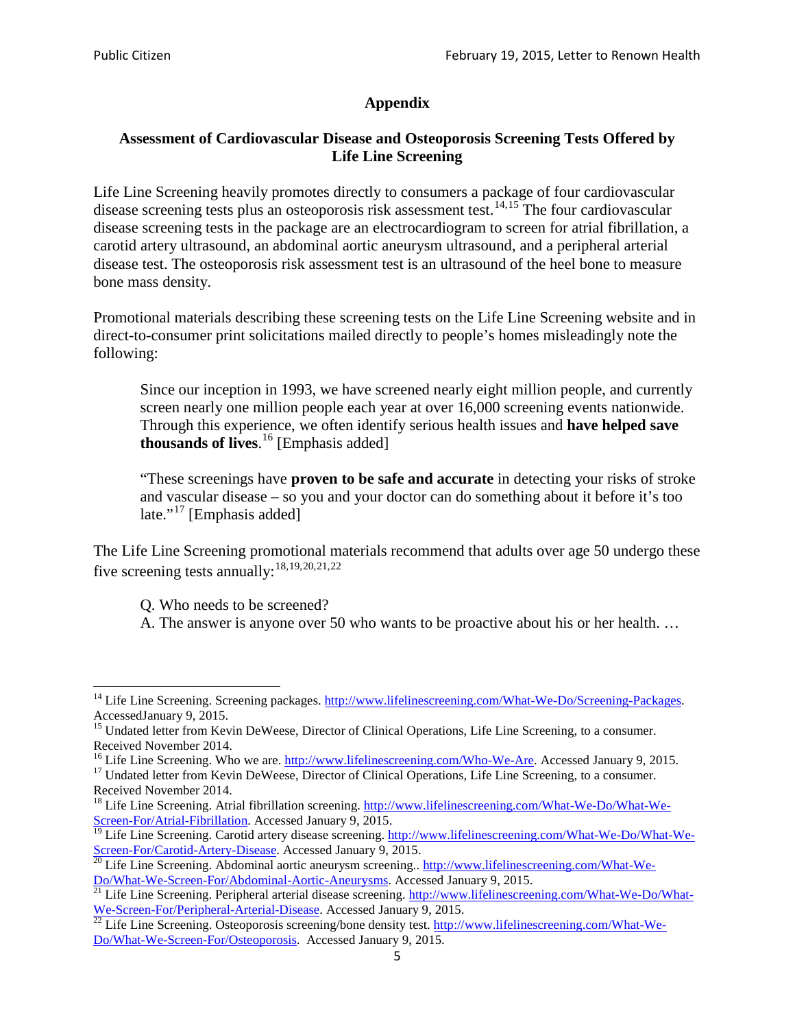## Appendix

### Assessment of Cardiovascular Disease and Osteoporosis Screening Tests Offered by Life Line Screening

Life Line Screening heavily promotes directly to consumers a package of four cardiovascular disease screening tests plus an osteoporosis risk assessment test.[14,15] The four cardiovascular disease screening tests in the package are an electrocardiogram to screen for atrial fibrillation, a carotid artery ultrasound, an abdominal aortic aneurysm ultrasound, and a peripheral arterial disease test. The osteoporosis risk assessment test is an ultrasound of the heel bone to measure bone mass density.

Promotional materials describing these screening tests on the Life Line Screening website and in direct-to-consumer print solicitations mailed directly to people's homes misleadingly note the following:

> Since our inception in 1993, we have screened nearly eight million people, and currently screen nearly one million people each year at over 16,000 screening events nationwide. Through this experience, we often identify serious health issues and **have helped save thousands of lives**.[16] [Emphasis added]
>
> "These screenings have **proven to be safe and accurate** in detecting your risks of stroke and vascular disease – so you and your doctor can do something about it before it's too late."[17] [Emphasis added]

The Life Line Screening promotional materials recommend that adults over age 50 undergo these five screening tests annually:[18,19,20,21,22]

> Q. Who needs to be screened?
> A. The answer is anyone over 50 who wants to be proactive about his or her health. …

---

[14] Life Line Screening. Screening packages. http://www.lifelinescreening.com/What-We-Do/Screening-Packages. AccessedJanuary 9, 2015.

[15] Undated letter from Kevin DeWeese, Director of Clinical Operations, Life Line Screening, to a consumer. Received November 2014.

[16] Life Line Screening. Who we are. http://www.lifelinescreening.com/Who-We-Are. Accessed January 9, 2015.

[17] Undated letter from Kevin DeWeese, Director of Clinical Operations, Life Line Screening, to a consumer. Received November 2014.

[18] Life Line Screening. Atrial fibrillation screening. http://www.lifelinescreening.com/What-We-Do/What-We-Screen-For/Atrial-Fibrillation. Accessed January 9, 2015.

[19] Life Line Screening. Carotid artery disease screening. http://www.lifelinescreening.com/What-We-Do/What-We-Screen-For/Carotid-Artery-Disease. Accessed January 9, 2015.

[20] Life Line Screening. Abdominal aortic aneurysm screening.. http://www.lifelinescreening.com/What-We-Do/What-We-Screen-For/Abdominal-Aortic-Aneurysms. Accessed January 9, 2015.

[21] Life Line Screening. Peripheral arterial disease screening. http://www.lifelinescreening.com/What-We-Do/What-We-Screen-For/Peripheral-Arterial-Disease. Accessed January 9, 2015.

[22] Life Line Screening. Osteoporosis screening/bone density test. http://www.lifelinescreening.com/What-We-Do/What-We-Screen-For/Osteoporosis. Accessed January 9, 2015.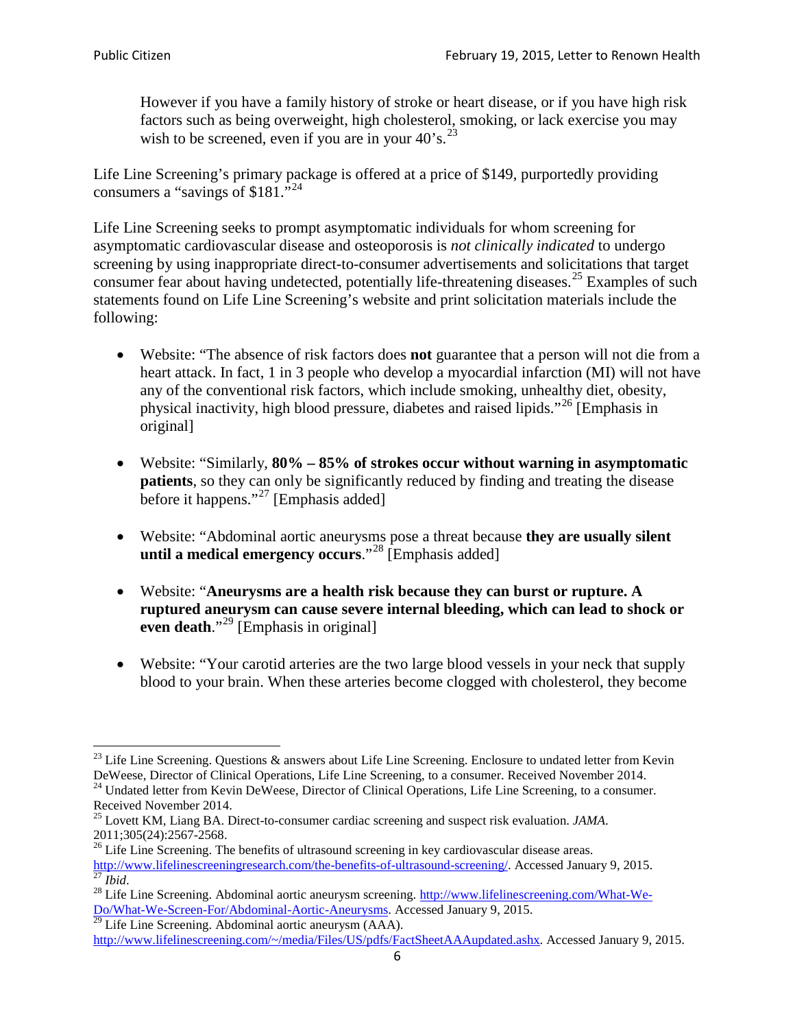> However if you have a family history of stroke or heart disease, or if you have high risk factors such as being overweight, high cholesterol, smoking, or lack exercise you may wish to be screened, even if you are in your 40's.[23]

Life Line Screening's primary package is offered at a price of $149, purportedly providing consumers a "savings of $181."[24]

Life Line Screening seeks to prompt asymptomatic individuals for whom screening for asymptomatic cardiovascular disease and osteoporosis is *not clinically indicated* to undergo screening by using inappropriate direct-to-consumer advertisements and solicitations that target consumer fear about having undetected, potentially life-threatening diseases.[25] Examples of such statements found on Life Line Screening's website and print solicitation materials include the following:

- Website: "The absence of risk factors does **not** guarantee that a person will not die from a heart attack. In fact, 1 in 3 people who develop a myocardial infarction (MI) will not have any of the conventional risk factors, which include smoking, unhealthy diet, obesity, physical inactivity, high blood pressure, diabetes and raised lipids."[26] [Emphasis in original]

- Website: "Similarly, **80% – 85% of strokes occur without warning in asymptomatic patients**, so they can only be significantly reduced by finding and treating the disease before it happens."[27] [Emphasis added]

- Website: "Abdominal aortic aneurysms pose a threat because **they are usually silent until a medical emergency occurs**."[28] [Emphasis added]

- Website: "**Aneurysms are a health risk because they can burst or rupture. A ruptured aneurysm can cause severe internal bleeding, which can lead to shock or even death**."[29] [Emphasis in original]

- Website: "Your carotid arteries are the two large blood vessels in your neck that supply blood to your brain. When these arteries become clogged with cholesterol, they become

---

[23] Life Line Screening. Questions & answers about Life Line Screening. Enclosure to undated letter from Kevin DeWeese, Director of Clinical Operations, Life Line Screening, to a consumer. Received November 2014.

[24] Undated letter from Kevin DeWeese, Director of Clinical Operations, Life Line Screening, to a consumer. Received November 2014.

[25] Lovett KM, Liang BA. Direct-to-consumer cardiac screening and suspect risk evaluation. *JAMA*. 2011;305(24):2567-2568.

[26] Life Line Screening. The benefits of ultrasound screening in key cardiovascular disease areas. http://www.lifelinescreeningresearch.com/the-benefits-of-ultrasound-screening/. Accessed January 9, 2015.

[27] *Ibid*.

[28] Life Line Screening. Abdominal aortic aneurysm screening. http://www.lifelinescreening.com/What-We-Do/What-We-Screen-For/Abdominal-Aortic-Aneurysms. Accessed January 9, 2015.

[29] Life Line Screening. Abdominal aortic aneurysm (AAA). http://www.lifelinescreening.com/~/media/Files/US/pdfs/FactSheetAAAupdated.ashx. Accessed January 9, 2015.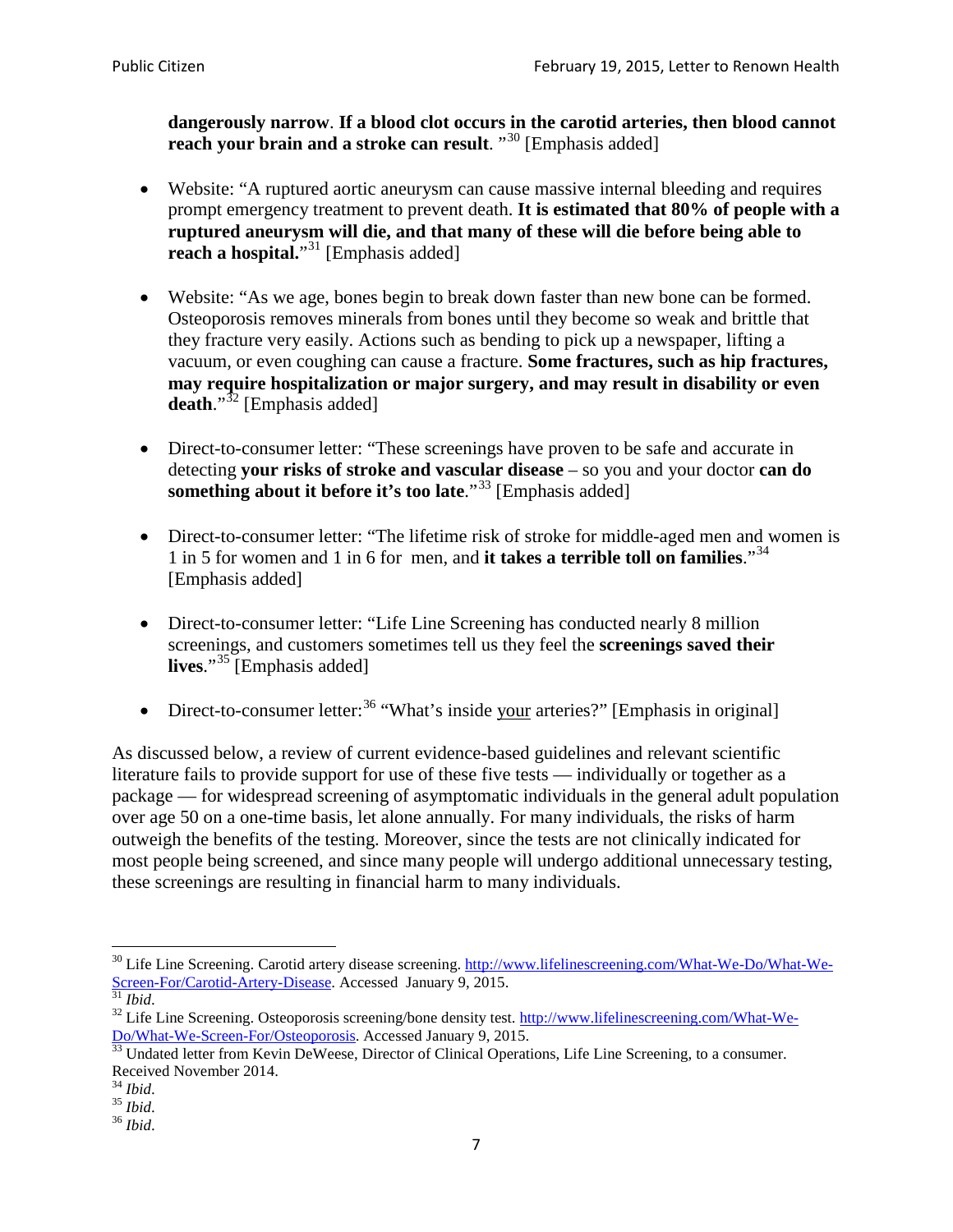**dangerously narrow**. **If a blood clot occurs in the carotid arteries, then blood cannot reach your brain and a stroke can result**. "[30] [Emphasis added]

- Website: "A ruptured aortic aneurysm can cause massive internal bleeding and requires prompt emergency treatment to prevent death. **It is estimated that 80% of people with a ruptured aneurysm will die, and that many of these will die before being able to reach a hospital.**"[31] [Emphasis added]

- Website: "As we age, bones begin to break down faster than new bone can be formed. Osteoporosis removes minerals from bones until they become so weak and brittle that they fracture very easily. Actions such as bending to pick up a newspaper, lifting a vacuum, or even coughing can cause a fracture. **Some fractures, such as hip fractures, may require hospitalization or major surgery, and may result in disability or even death**."[32] [Emphasis added]

- Direct-to-consumer letter: "These screenings have proven to be safe and accurate in detecting **your risks of stroke and vascular disease** – so you and your doctor **can do something about it before it's too late**."[33] [Emphasis added]

- Direct-to-consumer letter: "The lifetime risk of stroke for middle-aged men and women is 1 in 5 for women and 1 in 6 for men, and **it takes a terrible toll on families**."[34] [Emphasis added]

- Direct-to-consumer letter: "Life Line Screening has conducted nearly 8 million screenings, and customers sometimes tell us they feel the **screenings saved their lives**."[35] [Emphasis added]

- Direct-to-consumer letter:[36] "What's inside <u>your</u> arteries?" [Emphasis in original]

As discussed below, a review of current evidence-based guidelines and relevant scientific literature fails to provide support for use of these five tests — individually or together as a package — for widespread screening of asymptomatic individuals in the general adult population over age 50 on a one-time basis, let alone annually. For many individuals, the risks of harm outweigh the benefits of the testing. Moreover, since the tests are not clinically indicated for most people being screened, and since many people will undergo additional unnecessary testing, these screenings are resulting in financial harm to many individuals.

---

[30] Life Line Screening. Carotid artery disease screening. http://www.lifelinescreening.com/What-We-Do/What-We-Screen-For/Carotid-Artery-Disease. Accessed January 9, 2015.
[31] *Ibid*.
[32] Life Line Screening. Osteoporosis screening/bone density test. http://www.lifelinescreening.com/What-We-Do/What-We-Screen-For/Osteoporosis. Accessed January 9, 2015.
[33] Undated letter from Kevin DeWeese, Director of Clinical Operations, Life Line Screening, to a consumer. Received November 2014.
[34] *Ibid*.
[35] *Ibid*.
[36] *Ibid*.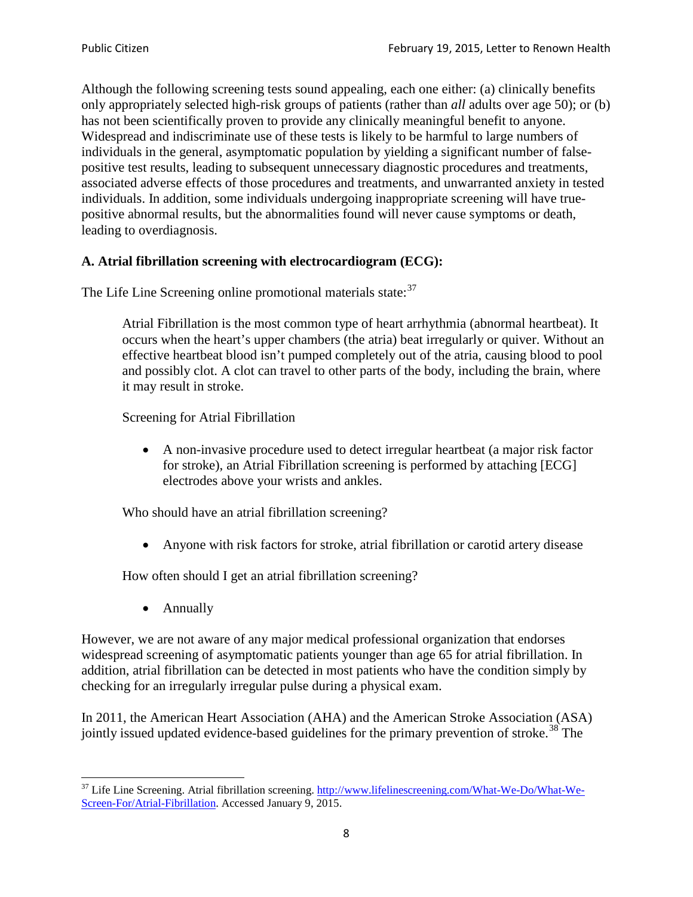Although the following screening tests sound appealing, each one either: (a) clinically benefits only appropriately selected high-risk groups of patients (rather than *all* adults over age 50); or (b) has not been scientifically proven to provide any clinically meaningful benefit to anyone. Widespread and indiscriminate use of these tests is likely to be harmful to large numbers of individuals in the general, asymptomatic population by yielding a significant number of false-positive test results, leading to subsequent unnecessary diagnostic procedures and treatments, associated adverse effects of those procedures and treatments, and unwarranted anxiety in tested individuals. In addition, some individuals undergoing inappropriate screening will have true-positive abnormal results, but the abnormalities found will never cause symptoms or death, leading to overdiagnosis.

**A. Atrial fibrillation screening with electrocardiogram (ECG):**

The Life Line Screening online promotional materials state:[37]

> Atrial Fibrillation is the most common type of heart arrhythmia (abnormal heartbeat). It occurs when the heart's upper chambers (the atria) beat irregularly or quiver. Without an effective heartbeat blood isn't pumped completely out of the atria, causing blood to pool and possibly clot. A clot can travel to other parts of the body, including the brain, where it may result in stroke.
>
> Screening for Atrial Fibrillation
>
> - A non-invasive procedure used to detect irregular heartbeat (a major risk factor for stroke), an Atrial Fibrillation screening is performed by attaching [ECG] electrodes above your wrists and ankles.
>
> Who should have an atrial fibrillation screening?
>
> - Anyone with risk factors for stroke, atrial fibrillation or carotid artery disease
>
> How often should I get an atrial fibrillation screening?
>
> - Annually

However, we are not aware of any major medical professional organization that endorses widespread screening of asymptomatic patients younger than age 65 for atrial fibrillation. In addition, atrial fibrillation can be detected in most patients who have the condition simply by checking for an irregularly irregular pulse during a physical exam.

In 2011, the American Heart Association (AHA) and the American Stroke Association (ASA) jointly issued updated evidence-based guidelines for the primary prevention of stroke.[38] The

[37] Life Line Screening. Atrial fibrillation screening. http://www.lifelinescreening.com/What-We-Do/What-We-Screen-For/Atrial-Fibrillation. Accessed January 9, 2015.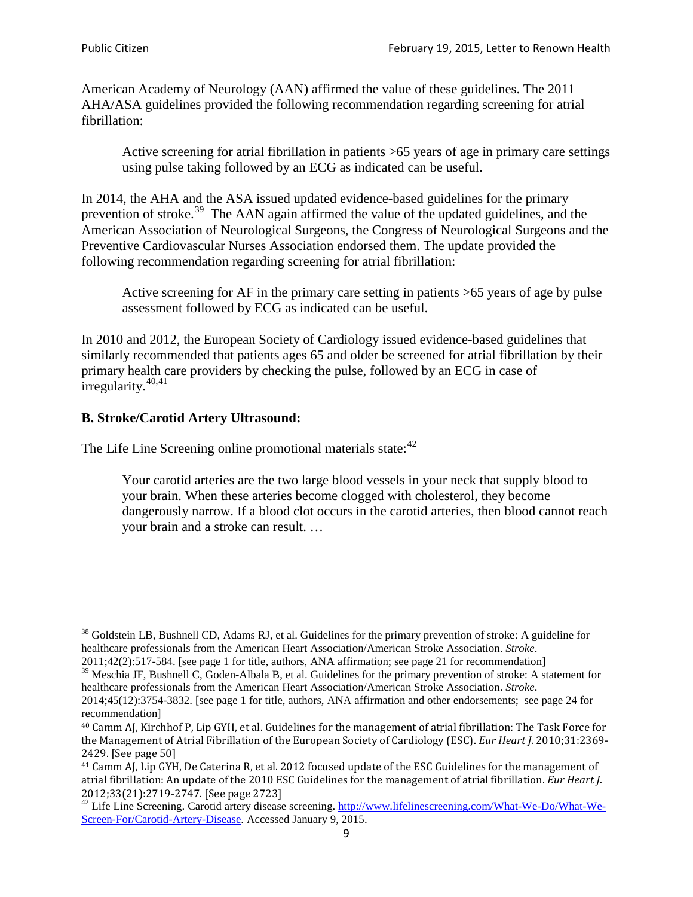American Academy of Neurology (AAN) affirmed the value of these guidelines. The 2011 AHA/ASA guidelines provided the following recommendation regarding screening for atrial fibrillation:

> Active screening for atrial fibrillation in patients >65 years of age in primary care settings using pulse taking followed by an ECG as indicated can be useful.

In 2014, the AHA and the ASA issued updated evidence-based guidelines for the primary prevention of stroke.[39] The AAN again affirmed the value of the updated guidelines, and the American Association of Neurological Surgeons, the Congress of Neurological Surgeons and the Preventive Cardiovascular Nurses Association endorsed them. The update provided the following recommendation regarding screening for atrial fibrillation:

> Active screening for AF in the primary care setting in patients >65 years of age by pulse assessment followed by ECG as indicated can be useful.

In 2010 and 2012, the European Society of Cardiology issued evidence-based guidelines that similarly recommended that patients ages 65 and older be screened for atrial fibrillation by their primary health care providers by checking the pulse, followed by an ECG in case of irregularity.[40,41]

**B. Stroke/Carotid Artery Ultrasound:**

The Life Line Screening online promotional materials state:[42]

> Your carotid arteries are the two large blood vessels in your neck that supply blood to your brain. When these arteries become clogged with cholesterol, they become dangerously narrow. If a blood clot occurs in the carotid arteries, then blood cannot reach your brain and a stroke can result. …

---

[38] Goldstein LB, Bushnell CD, Adams RJ, et al. Guidelines for the primary prevention of stroke: A guideline for healthcare professionals from the American Heart Association/American Stroke Association. *Stroke*. 2011;42(2):517-584. [see page 1 for title, authors, ANA affirmation; see page 21 for recommendation]

[39] Meschia JF, Bushnell C, Goden-Albala B, et al. Guidelines for the primary prevention of stroke: A statement for healthcare professionals from the American Heart Association/American Stroke Association. *Stroke*. 2014;45(12):3754-3832. [see page 1 for title, authors, ANA affirmation and other endorsements; see page 24 for recommendation]

[40] Camm AJ, Kirchhof P, Lip GYH, et al. Guidelines for the management of atrial fibrillation: The Task Force for the Management of Atrial Fibrillation of the European Society of Cardiology (ESC). *Eur Heart J*. 2010;31:2369-2429. [See page 50]

[41] Camm AJ, Lip GYH, De Caterina R, et al. 2012 focused update of the ESC Guidelines for the management of atrial fibrillation: An update of the 2010 ESC Guidelines for the management of atrial fibrillation. *Eur Heart J*. 2012;33(21):2719-2747. [See page 2723]

[42] Life Line Screening. Carotid artery disease screening. http://www.lifelinescreening.com/What-We-Do/What-We-Screen-For/Carotid-Artery-Disease. Accessed January 9, 2015.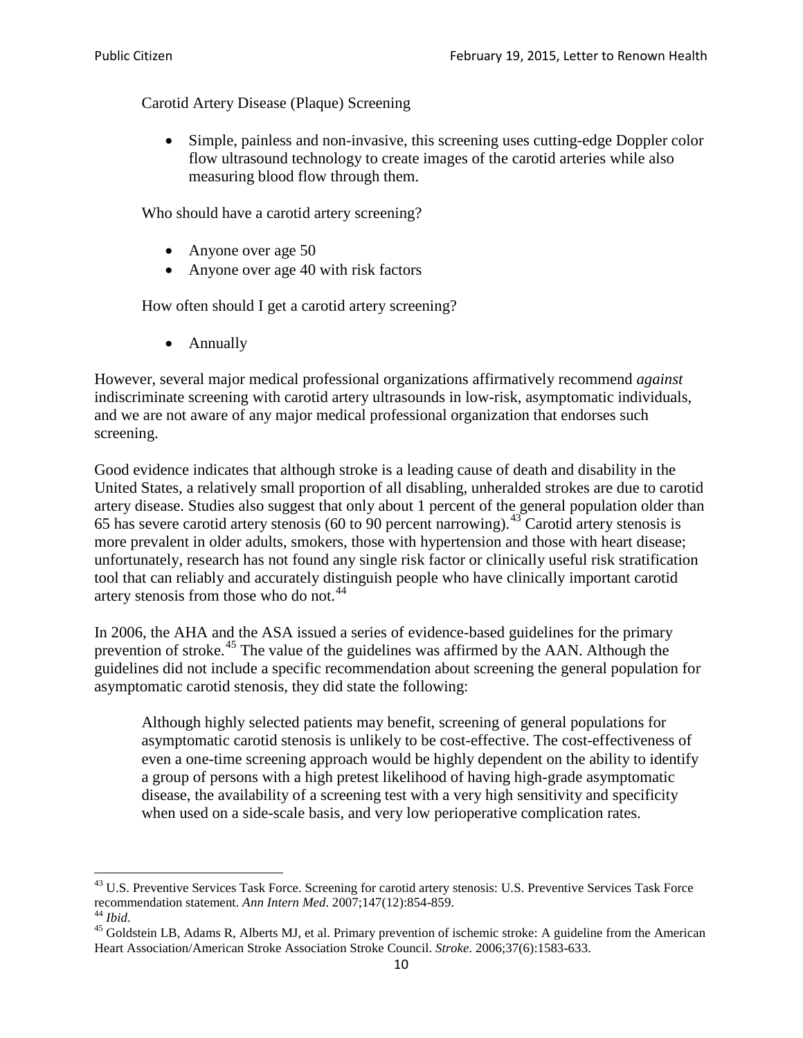Carotid Artery Disease (Plaque) Screening

- Simple, painless and non-invasive, this screening uses cutting-edge Doppler color flow ultrasound technology to create images of the carotid arteries while also measuring blood flow through them.

Who should have a carotid artery screening?

- Anyone over age 50
- Anyone over age 40 with risk factors

How often should I get a carotid artery screening?

- Annually

However, several major medical professional organizations affirmatively recommend *against* indiscriminate screening with carotid artery ultrasounds in low-risk, asymptomatic individuals, and we are not aware of any major medical professional organization that endorses such screening.

Good evidence indicates that although stroke is a leading cause of death and disability in the United States, a relatively small proportion of all disabling, unheralded strokes are due to carotid artery disease. Studies also suggest that only about 1 percent of the general population older than 65 has severe carotid artery stenosis (60 to 90 percent narrowing).[43] Carotid artery stenosis is more prevalent in older adults, smokers, those with hypertension and those with heart disease; unfortunately, research has not found any single risk factor or clinically useful risk stratification tool that can reliably and accurately distinguish people who have clinically important carotid artery stenosis from those who do not.[44]

In 2006, the AHA and the ASA issued a series of evidence-based guidelines for the primary prevention of stroke.[45] The value of the guidelines was affirmed by the AAN. Although the guidelines did not include a specific recommendation about screening the general population for asymptomatic carotid stenosis, they did state the following:

> Although highly selected patients may benefit, screening of general populations for asymptomatic carotid stenosis is unlikely to be cost-effective. The cost-effectiveness of even a one-time screening approach would be highly dependent on the ability to identify a group of persons with a high pretest likelihood of having high-grade asymptomatic disease, the availability of a screening test with a very high sensitivity and specificity when used on a side-scale basis, and very low perioperative complication rates.

---

[43] U.S. Preventive Services Task Force. Screening for carotid artery stenosis: U.S. Preventive Services Task Force recommendation statement. *Ann Intern Med*. 2007;147(12):854-859.

[44] *Ibid*.

[45] Goldstein LB, Adams R, Alberts MJ, et al. Primary prevention of ischemic stroke: A guideline from the American Heart Association/American Stroke Association Stroke Council. *Stroke*. 2006;37(6):1583-633.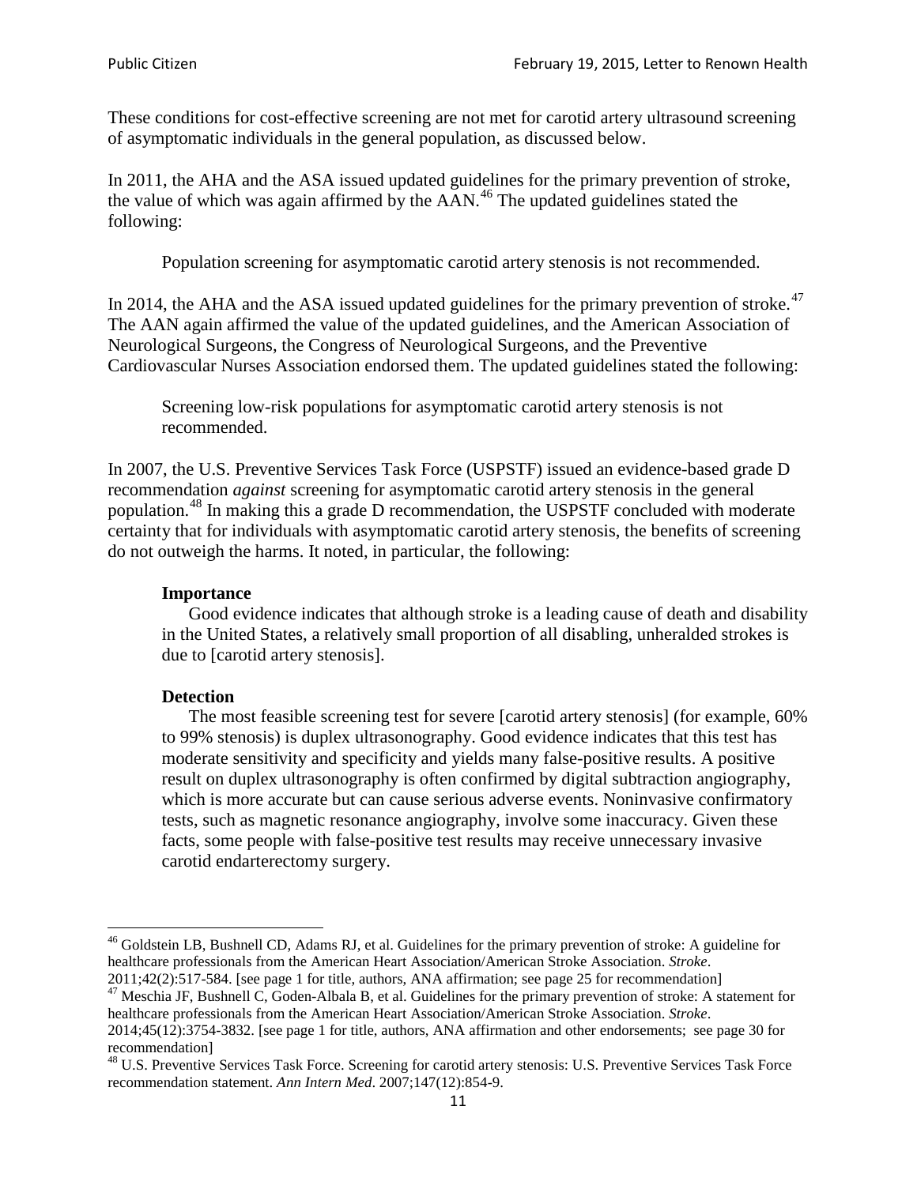These conditions for cost-effective screening are not met for carotid artery ultrasound screening of asymptomatic individuals in the general population, as discussed below.

In 2011, the AHA and the ASA issued updated guidelines for the primary prevention of stroke, the value of which was again affirmed by the AAN.[46] The updated guidelines stated the following:

> Population screening for asymptomatic carotid artery stenosis is not recommended.

In 2014, the AHA and the ASA issued updated guidelines for the primary prevention of stroke.[47] The AAN again affirmed the value of the updated guidelines, and the American Association of Neurological Surgeons, the Congress of Neurological Surgeons, and the Preventive Cardiovascular Nurses Association endorsed them. The updated guidelines stated the following:

> Screening low-risk populations for asymptomatic carotid artery stenosis is not recommended.

In 2007, the U.S. Preventive Services Task Force (USPSTF) issued an evidence-based grade D recommendation *against* screening for asymptomatic carotid artery stenosis in the general population.[48] In making this a grade D recommendation, the USPSTF concluded with moderate certainty that for individuals with asymptomatic carotid artery stenosis, the benefits of screening do not outweigh the harms. It noted, in particular, the following:

> **Importance**
>
> Good evidence indicates that although stroke is a leading cause of death and disability in the United States, a relatively small proportion of all disabling, unheralded strokes is due to [carotid artery stenosis].
>
> **Detection**
>
> The most feasible screening test for severe [carotid artery stenosis] (for example, 60% to 99% stenosis) is duplex ultrasonography. Good evidence indicates that this test has moderate sensitivity and specificity and yields many false-positive results. A positive result on duplex ultrasonography is often confirmed by digital subtraction angiography, which is more accurate but can cause serious adverse events. Noninvasive confirmatory tests, such as magnetic resonance angiography, involve some inaccuracy. Given these facts, some people with false-positive test results may receive unnecessary invasive carotid endarterectomy surgery.

---

[46] Goldstein LB, Bushnell CD, Adams RJ, et al. Guidelines for the primary prevention of stroke: A guideline for healthcare professionals from the American Heart Association/American Stroke Association. *Stroke*. 2011;42(2):517-584. [see page 1 for title, authors, ANA affirmation; see page 25 for recommendation]

[47] Meschia JF, Bushnell C, Goden-Albala B, et al. Guidelines for the primary prevention of stroke: A statement for healthcare professionals from the American Heart Association/American Stroke Association. *Stroke*. 2014;45(12):3754-3832. [see page 1 for title, authors, ANA affirmation and other endorsements; see page 30 for recommendation]

[48] U.S. Preventive Services Task Force. Screening for carotid artery stenosis: U.S. Preventive Services Task Force recommendation statement. *Ann Intern Med*. 2007;147(12):854-9.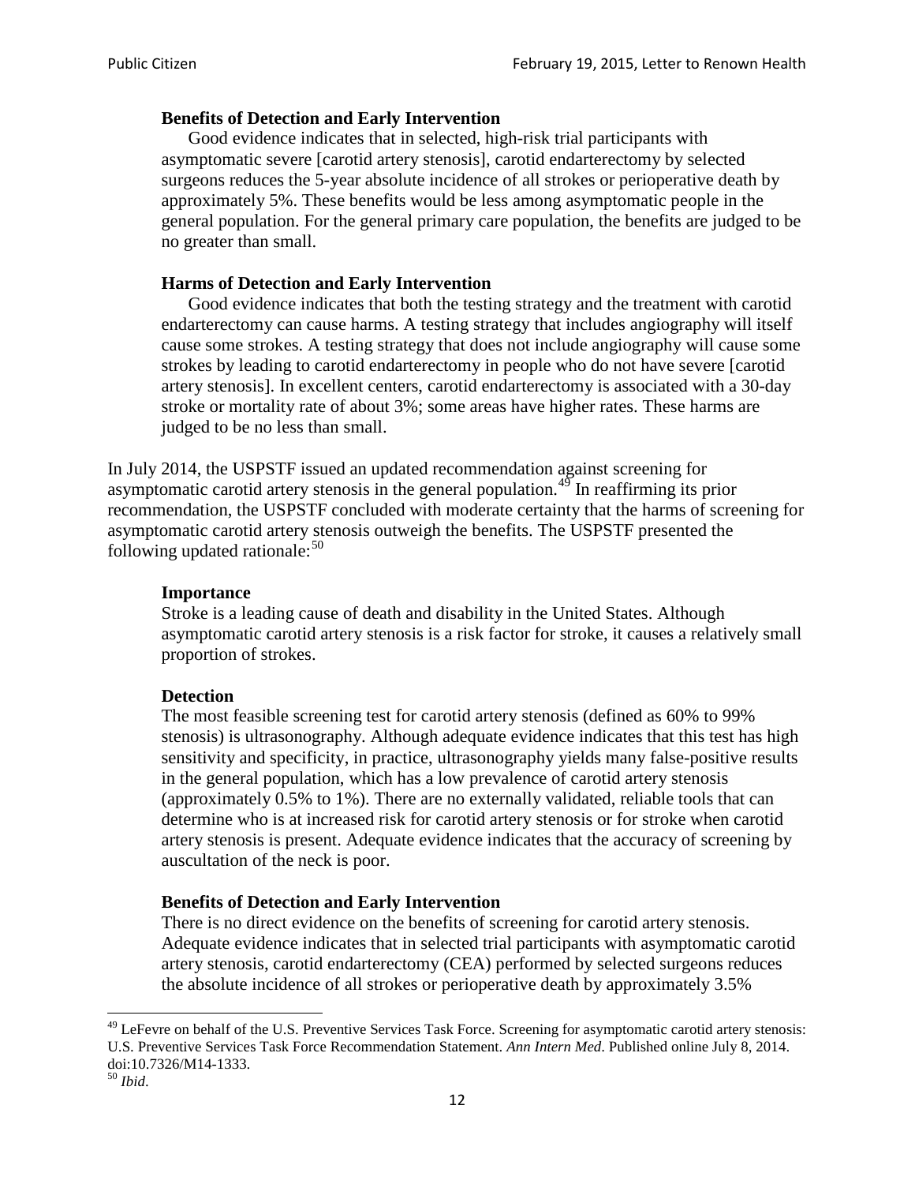**Benefits of Detection and Early Intervention**

Good evidence indicates that in selected, high-risk trial participants with asymptomatic severe [carotid artery stenosis], carotid endarterectomy by selected surgeons reduces the 5-year absolute incidence of all strokes or perioperative death by approximately 5%. These benefits would be less among asymptomatic people in the general population. For the general primary care population, the benefits are judged to be no greater than small.

**Harms of Detection and Early Intervention**

Good evidence indicates that both the testing strategy and the treatment with carotid endarterectomy can cause harms. A testing strategy that includes angiography will itself cause some strokes. A testing strategy that does not include angiography will cause some strokes by leading to carotid endarterectomy in people who do not have severe [carotid artery stenosis]. In excellent centers, carotid endarterectomy is associated with a 30-day stroke or mortality rate of about 3%; some areas have higher rates. These harms are judged to be no less than small.

In July 2014, the USPSTF issued an updated recommendation against screening for asymptomatic carotid artery stenosis in the general population.[49] In reaffirming its prior recommendation, the USPSTF concluded with moderate certainty that the harms of screening for asymptomatic carotid artery stenosis outweigh the benefits. The USPSTF presented the following updated rationale:[50]

**Importance**

Stroke is a leading cause of death and disability in the United States. Although asymptomatic carotid artery stenosis is a risk factor for stroke, it causes a relatively small proportion of strokes.

**Detection**

The most feasible screening test for carotid artery stenosis (defined as 60% to 99% stenosis) is ultrasonography. Although adequate evidence indicates that this test has high sensitivity and specificity, in practice, ultrasonography yields many false-positive results in the general population, which has a low prevalence of carotid artery stenosis (approximately 0.5% to 1%). There are no externally validated, reliable tools that can determine who is at increased risk for carotid artery stenosis or for stroke when carotid artery stenosis is present. Adequate evidence indicates that the accuracy of screening by auscultation of the neck is poor.

**Benefits of Detection and Early Intervention**

There is no direct evidence on the benefits of screening for carotid artery stenosis. Adequate evidence indicates that in selected trial participants with asymptomatic carotid artery stenosis, carotid endarterectomy (CEA) performed by selected surgeons reduces the absolute incidence of all strokes or perioperative death by approximately 3.5%

[49] LeFevre on behalf of the U.S. Preventive Services Task Force. Screening for asymptomatic carotid artery stenosis: U.S. Preventive Services Task Force Recommendation Statement. *Ann Intern Med*. Published online July 8, 2014. doi:10.7326/M14-1333.

[50] *Ibid*.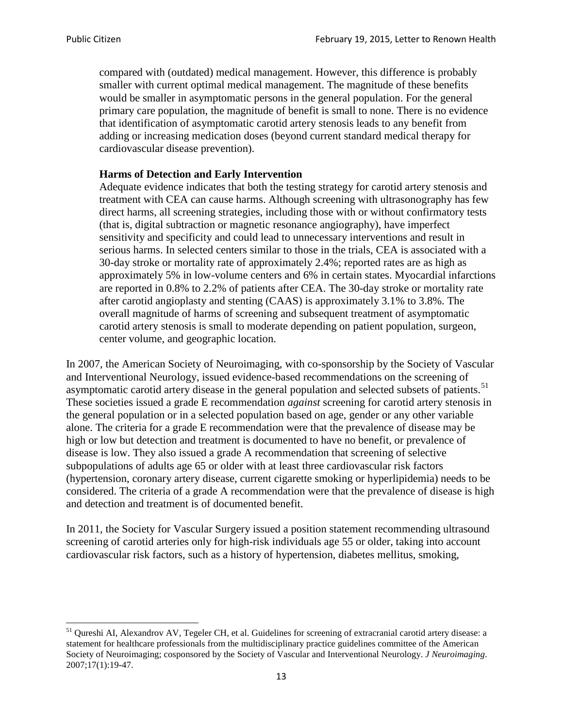> compared with (outdated) medical management. However, this difference is probably smaller with current optimal medical management. The magnitude of these benefits would be smaller in asymptomatic persons in the general population. For the general primary care population, the magnitude of benefit is small to none. There is no evidence that identification of asymptomatic carotid artery stenosis leads to any benefit from adding or increasing medication doses (beyond current standard medical therapy for cardiovascular disease prevention).
>
> **Harms of Detection and Early Intervention**
>
> Adequate evidence indicates that both the testing strategy for carotid artery stenosis and treatment with CEA can cause harms. Although screening with ultrasonography has few direct harms, all screening strategies, including those with or without confirmatory tests (that is, digital subtraction or magnetic resonance angiography), have imperfect sensitivity and specificity and could lead to unnecessary interventions and result in serious harms. In selected centers similar to those in the trials, CEA is associated with a 30-day stroke or mortality rate of approximately 2.4%; reported rates are as high as approximately 5% in low-volume centers and 6% in certain states. Myocardial infarctions are reported in 0.8% to 2.2% of patients after CEA. The 30-day stroke or mortality rate after carotid angioplasty and stenting (CAAS) is approximately 3.1% to 3.8%. The overall magnitude of harms of screening and subsequent treatment of asymptomatic carotid artery stenosis is small to moderate depending on patient population, surgeon, center volume, and geographic location.

In 2007, the American Society of Neuroimaging, with co-sponsorship by the Society of Vascular and Interventional Neurology, issued evidence-based recommendations on the screening of asymptomatic carotid artery disease in the general population and selected subsets of patients.[51] These societies issued a grade E recommendation *against* screening for carotid artery stenosis in the general population or in a selected population based on age, gender or any other variable alone. The criteria for a grade E recommendation were that the prevalence of disease may be high or low but detection and treatment is documented to have no benefit, or prevalence of disease is low. They also issued a grade A recommendation that screening of selective subpopulations of adults age 65 or older with at least three cardiovascular risk factors (hypertension, coronary artery disease, current cigarette smoking or hyperlipidemia) needs to be considered. The criteria of a grade A recommendation were that the prevalence of disease is high and detection and treatment is of documented benefit.

In 2011, the Society for Vascular Surgery issued a position statement recommending ultrasound screening of carotid arteries only for high-risk individuals age 55 or older, taking into account cardiovascular risk factors, such as a history of hypertension, diabetes mellitus, smoking,

---

[51] Qureshi AI, Alexandrov AV, Tegeler CH, et al. Guidelines for screening of extracranial carotid artery disease: a statement for healthcare professionals from the multidisciplinary practice guidelines committee of the American Society of Neuroimaging; cosponsored by the Society of Vascular and Interventional Neurology. *J Neuroimaging*. 2007;17(1):19-47.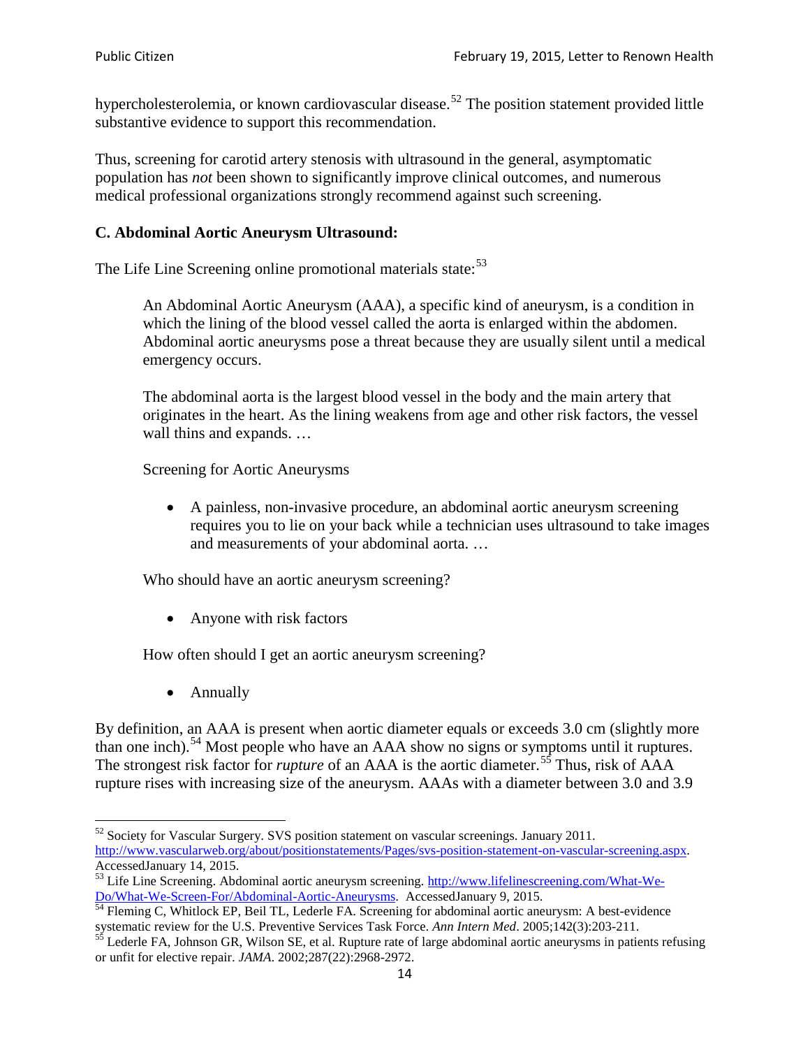hypercholesterolemia, or known cardiovascular disease.[52] The position statement provided little substantive evidence to support this recommendation.

Thus, screening for carotid artery stenosis with ultrasound in the general, asymptomatic population has *not* been shown to significantly improve clinical outcomes, and numerous medical professional organizations strongly recommend against such screening.

### C. Abdominal Aortic Aneurysm Ultrasound:

The Life Line Screening online promotional materials state:[53]

> An Abdominal Aortic Aneurysm (AAA), a specific kind of aneurysm, is a condition in which the lining of the blood vessel called the aorta is enlarged within the abdomen. Abdominal aortic aneurysms pose a threat because they are usually silent until a medical emergency occurs.
>
> The abdominal aorta is the largest blood vessel in the body and the main artery that originates in the heart. As the lining weakens from age and other risk factors, the vessel wall thins and expands. …
>
> Screening for Aortic Aneurysms
>
> - A painless, non-invasive procedure, an abdominal aortic aneurysm screening requires you to lie on your back while a technician uses ultrasound to take images and measurements of your abdominal aorta. …
>
> Who should have an aortic aneurysm screening?
>
> - Anyone with risk factors
>
> How often should I get an aortic aneurysm screening?
>
> - Annually

By definition, an AAA is present when aortic diameter equals or exceeds 3.0 cm (slightly more than one inch).[54] Most people who have an AAA show no signs or symptoms until it ruptures. The strongest risk factor for *rupture* of an AAA is the aortic diameter.[55] Thus, risk of AAA rupture rises with increasing size of the aneurysm. AAAs with a diameter between 3.0 and 3.9

---

[52] Society for Vascular Surgery. SVS position statement on vascular screenings. January 2011. http://www.vascularweb.org/about/positionstatements/Pages/svs-position-statement-on-vascular-screening.aspx. AccessedJanuary 14, 2015.

[53] Life Line Screening. Abdominal aortic aneurysm screening. http://www.lifelinescreening.com/What-We-Do/What-We-Screen-For/Abdominal-Aortic-Aneurysms. AccessedJanuary 9, 2015.

[54] Fleming C, Whitlock EP, Beil TL, Lederle FA. Screening for abdominal aortic aneurysm: A best-evidence systematic review for the U.S. Preventive Services Task Force. *Ann Intern Med*. 2005;142(3):203-211.

[55] Lederle FA, Johnson GR, Wilson SE, et al. Rupture rate of large abdominal aortic aneurysms in patients refusing or unfit for elective repair. *JAMA*. 2002;287(22):2968-2972.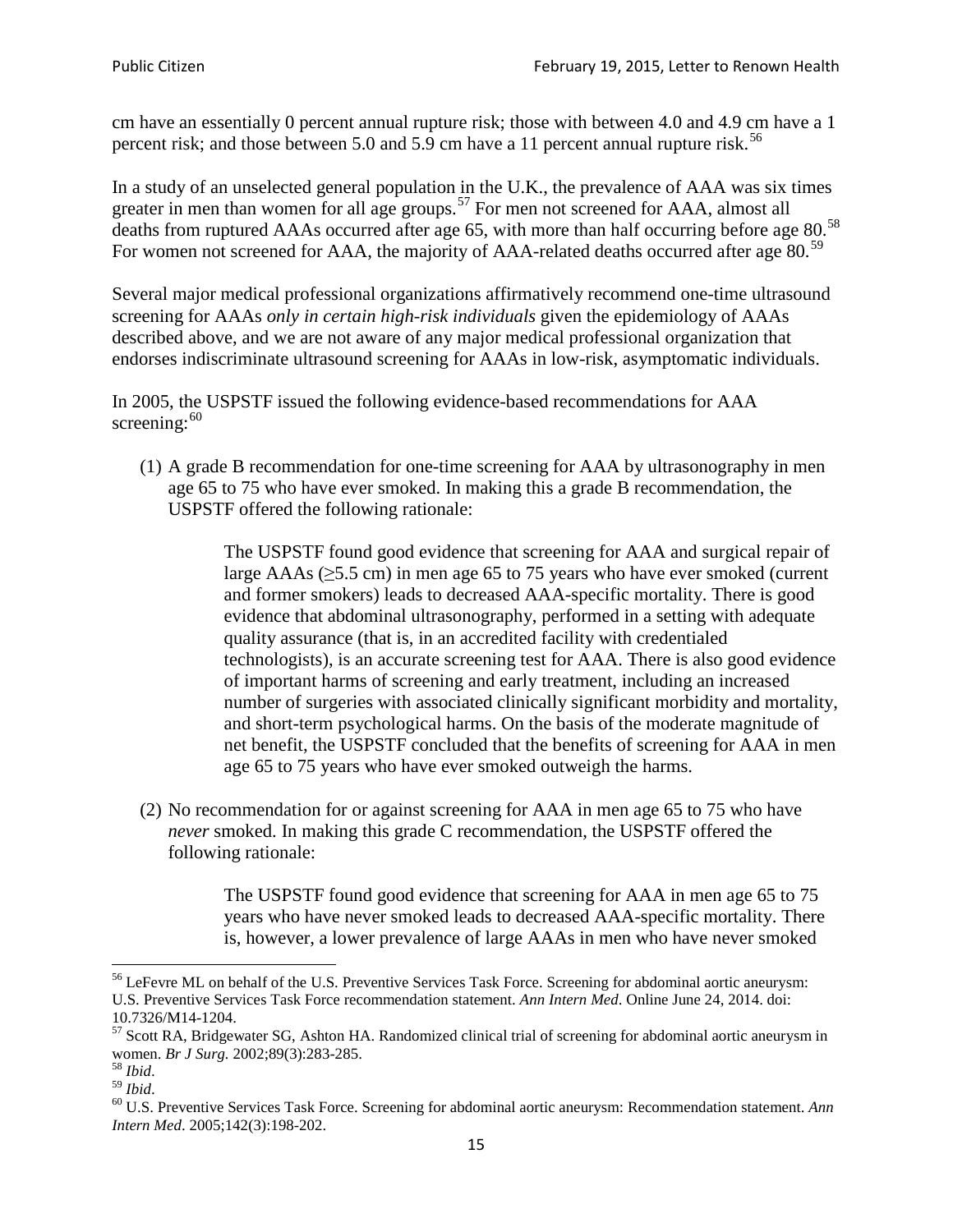cm have an essentially 0 percent annual rupture risk; those with between 4.0 and 4.9 cm have a 1 percent risk; and those between 5.0 and 5.9 cm have a 11 percent annual rupture risk.[56]

In a study of an unselected general population in the U.K., the prevalence of AAA was six times greater in men than women for all age groups.[57] For men not screened for AAA, almost all deaths from ruptured AAAs occurred after age 65, with more than half occurring before age 80.[58] For women not screened for AAA, the majority of AAA-related deaths occurred after age 80.[59]

Several major medical professional organizations affirmatively recommend one-time ultrasound screening for AAAs *only in certain high-risk individuals* given the epidemiology of AAAs described above, and we are not aware of any major medical professional organization that endorses indiscriminate ultrasound screening for AAAs in low-risk, asymptomatic individuals.

In 2005, the USPSTF issued the following evidence-based recommendations for AAA screening:[60]

(1) A grade B recommendation for one-time screening for AAA by ultrasonography in men age 65 to 75 who have ever smoked. In making this a grade B recommendation, the USPSTF offered the following rationale:

> The USPSTF found good evidence that screening for AAA and surgical repair of large AAAs (≥5.5 cm) in men age 65 to 75 years who have ever smoked (current and former smokers) leads to decreased AAA-specific mortality. There is good evidence that abdominal ultrasonography, performed in a setting with adequate quality assurance (that is, in an accredited facility with credentialed technologists), is an accurate screening test for AAA. There is also good evidence of important harms of screening and early treatment, including an increased number of surgeries with associated clinically significant morbidity and mortality, and short-term psychological harms. On the basis of the moderate magnitude of net benefit, the USPSTF concluded that the benefits of screening for AAA in men age 65 to 75 years who have ever smoked outweigh the harms.

(2) No recommendation for or against screening for AAA in men age 65 to 75 who have *never* smoked. In making this grade C recommendation, the USPSTF offered the following rationale:

> The USPSTF found good evidence that screening for AAA in men age 65 to 75 years who have never smoked leads to decreased AAA-specific mortality. There is, however, a lower prevalence of large AAAs in men who have never smoked

---

[56] LeFevre ML on behalf of the U.S. Preventive Services Task Force. Screening for abdominal aortic aneurysm: U.S. Preventive Services Task Force recommendation statement. *Ann Intern Med*. Online June 24, 2014. doi: 10.7326/M14-1204.

[57] Scott RA, Bridgewater SG, Ashton HA. Randomized clinical trial of screening for abdominal aortic aneurysm in women. *Br J Surg.* 2002;89(3):283-285.

[58] *Ibid*.

[59] *Ibid*.

[60] U.S. Preventive Services Task Force. Screening for abdominal aortic aneurysm: Recommendation statement. *Ann Intern Med*. 2005;142(3):198-202.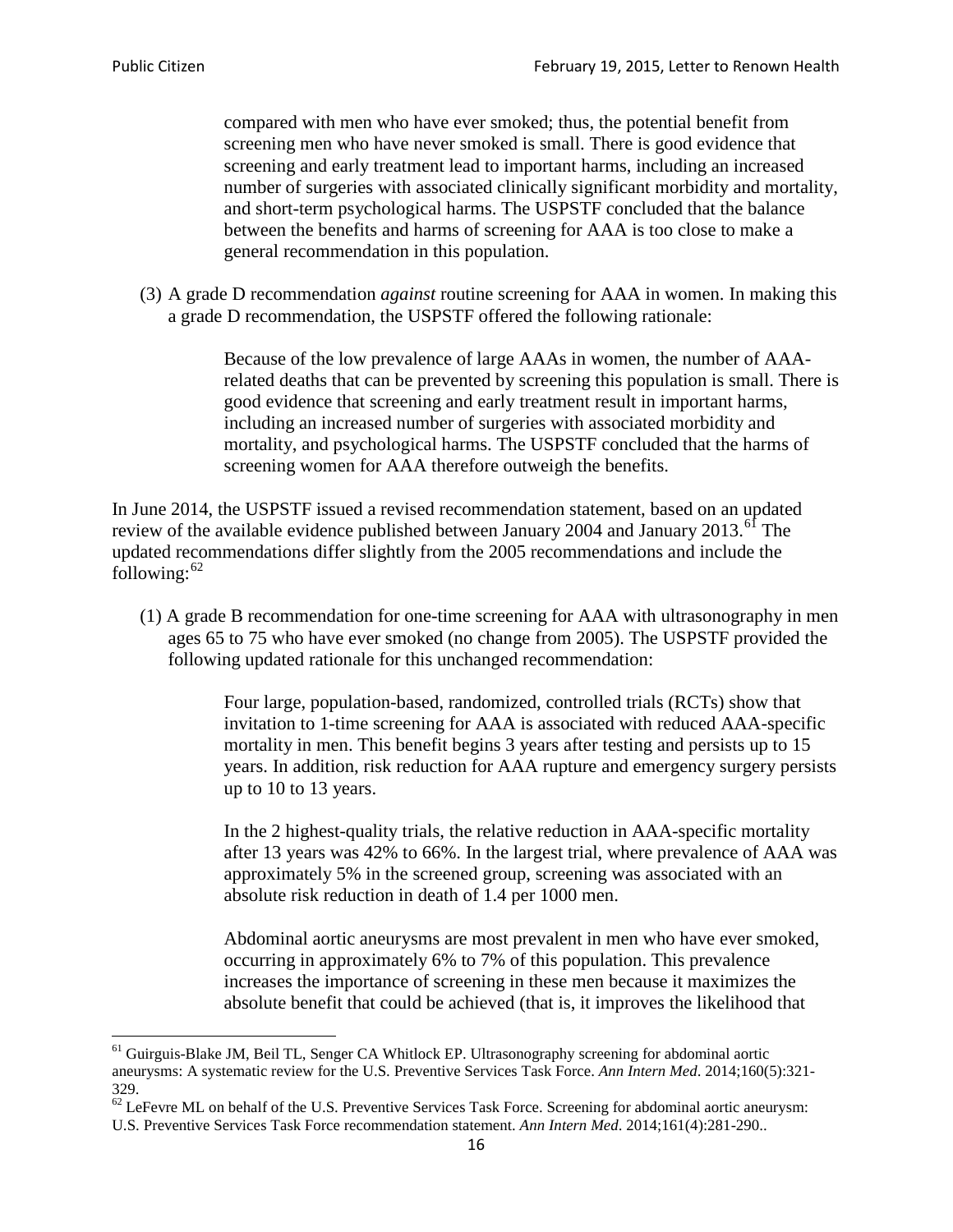> compared with men who have ever smoked; thus, the potential benefit from screening men who have never smoked is small. There is good evidence that screening and early treatment lead to important harms, including an increased number of surgeries with associated clinically significant morbidity and mortality, and short-term psychological harms. The USPSTF concluded that the balance between the benefits and harms of screening for AAA is too close to make a general recommendation in this population.

(3) A grade D recommendation *against* routine screening for AAA in women. In making this a grade D recommendation, the USPSTF offered the following rationale:

> Because of the low prevalence of large AAAs in women, the number of AAA-related deaths that can be prevented by screening this population is small. There is good evidence that screening and early treatment result in important harms, including an increased number of surgeries with associated morbidity and mortality, and psychological harms. The USPSTF concluded that the harms of screening women for AAA therefore outweigh the benefits.

In June 2014, the USPSTF issued a revised recommendation statement, based on an updated review of the available evidence published between January 2004 and January 2013.[61] The updated recommendations differ slightly from the 2005 recommendations and include the following:[62]

(1) A grade B recommendation for one-time screening for AAA with ultrasonography in men ages 65 to 75 who have ever smoked (no change from 2005). The USPSTF provided the following updated rationale for this unchanged recommendation:

> Four large, population-based, randomized, controlled trials (RCTs) show that invitation to 1-time screening for AAA is associated with reduced AAA-specific mortality in men. This benefit begins 3 years after testing and persists up to 15 years. In addition, risk reduction for AAA rupture and emergency surgery persists up to 10 to 13 years.
>
> In the 2 highest-quality trials, the relative reduction in AAA-specific mortality after 13 years was 42% to 66%. In the largest trial, where prevalence of AAA was approximately 5% in the screened group, screening was associated with an absolute risk reduction in death of 1.4 per 1000 men.
>
> Abdominal aortic aneurysms are most prevalent in men who have ever smoked, occurring in approximately 6% to 7% of this population. This prevalence increases the importance of screening in these men because it maximizes the absolute benefit that could be achieved (that is, it improves the likelihood that

---

[61] Guirguis-Blake JM, Beil TL, Senger CA Whitlock EP. Ultrasonography screening for abdominal aortic aneurysms: A systematic review for the U.S. Preventive Services Task Force. *Ann Intern Med*. 2014;160(5):321-329.

[62] LeFevre ML on behalf of the U.S. Preventive Services Task Force. Screening for abdominal aortic aneurysm: U.S. Preventive Services Task Force recommendation statement. *Ann Intern Med*. 2014;161(4):281-290..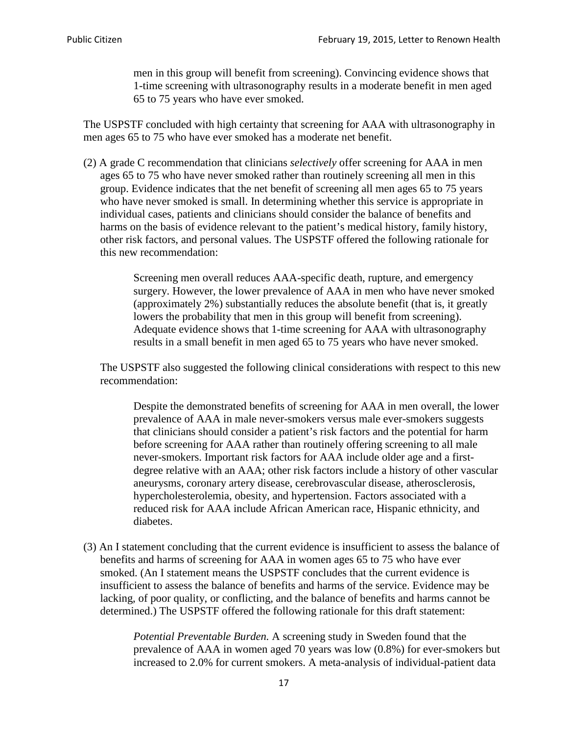> men in this group will benefit from screening). Convincing evidence shows that 1-time screening with ultrasonography results in a moderate benefit in men aged 65 to 75 years who have ever smoked.

The USPSTF concluded with high certainty that screening for AAA with ultrasonography in men ages 65 to 75 who have ever smoked has a moderate net benefit.

(2) A grade C recommendation that clinicians *selectively* offer screening for AAA in men ages 65 to 75 who have never smoked rather than routinely screening all men in this group. Evidence indicates that the net benefit of screening all men ages 65 to 75 years who have never smoked is small. In determining whether this service is appropriate in individual cases, patients and clinicians should consider the balance of benefits and harms on the basis of evidence relevant to the patient's medical history, family history, other risk factors, and personal values. The USPSTF offered the following rationale for this new recommendation:

> Screening men overall reduces AAA-specific death, rupture, and emergency surgery. However, the lower prevalence of AAA in men who have never smoked (approximately 2%) substantially reduces the absolute benefit (that is, it greatly lowers the probability that men in this group will benefit from screening). Adequate evidence shows that 1-time screening for AAA with ultrasonography results in a small benefit in men aged 65 to 75 years who have never smoked.

The USPSTF also suggested the following clinical considerations with respect to this new recommendation:

> Despite the demonstrated benefits of screening for AAA in men overall, the lower prevalence of AAA in male never-smokers versus male ever-smokers suggests that clinicians should consider a patient's risk factors and the potential for harm before screening for AAA rather than routinely offering screening to all male never-smokers. Important risk factors for AAA include older age and a first-degree relative with an AAA; other risk factors include a history of other vascular aneurysms, coronary artery disease, cerebrovascular disease, atherosclerosis, hypercholesterolemia, obesity, and hypertension. Factors associated with a reduced risk for AAA include African American race, Hispanic ethnicity, and diabetes.

(3) An I statement concluding that the current evidence is insufficient to assess the balance of benefits and harms of screening for AAA in women ages 65 to 75 who have ever smoked. (An I statement means the USPSTF concludes that the current evidence is insufficient to assess the balance of benefits and harms of the service. Evidence may be lacking, of poor quality, or conflicting, and the balance of benefits and harms cannot be determined.) The USPSTF offered the following rationale for this draft statement:

> *Potential Preventable Burden.* A screening study in Sweden found that the prevalence of AAA in women aged 70 years was low (0.8%) for ever-smokers but increased to 2.0% for current smokers. A meta-analysis of individual-patient data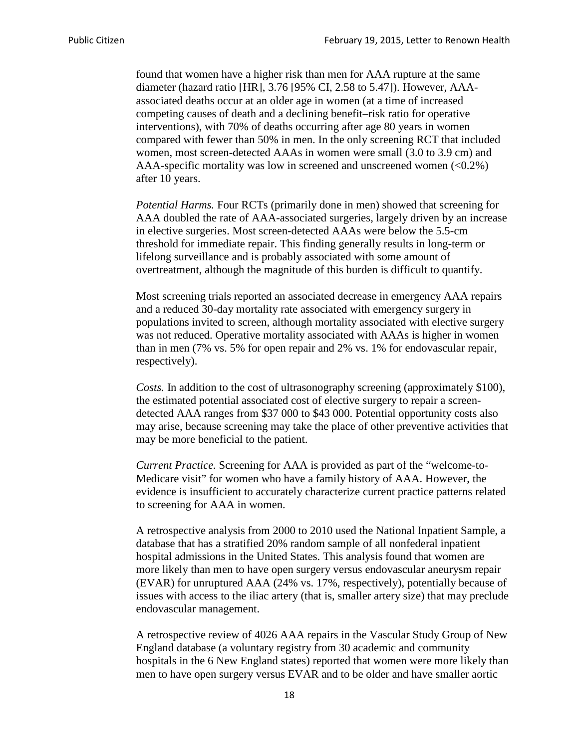found that women have a higher risk than men for AAA rupture at the same diameter (hazard ratio [HR], 3.76 [95% CI, 2.58 to 5.47]). However, AAA-associated deaths occur at an older age in women (at a time of increased competing causes of death and a declining benefit–risk ratio for operative interventions), with 70% of deaths occurring after age 80 years in women compared with fewer than 50% in men. In the only screening RCT that included women, most screen-detected AAAs in women were small (3.0 to 3.9 cm) and AAA-specific mortality was low in screened and unscreened women (<0.2%) after 10 years.

*Potential Harms.* Four RCTs (primarily done in men) showed that screening for AAA doubled the rate of AAA-associated surgeries, largely driven by an increase in elective surgeries. Most screen-detected AAAs were below the 5.5-cm threshold for immediate repair. This finding generally results in long-term or lifelong surveillance and is probably associated with some amount of overtreatment, although the magnitude of this burden is difficult to quantify.

Most screening trials reported an associated decrease in emergency AAA repairs and a reduced 30-day mortality rate associated with emergency surgery in populations invited to screen, although mortality associated with elective surgery was not reduced. Operative mortality associated with AAAs is higher in women than in men (7% vs. 5% for open repair and 2% vs. 1% for endovascular repair, respectively).

*Costs.* In addition to the cost of ultrasonography screening (approximately $100), the estimated potential associated cost of elective surgery to repair a screen-detected AAA ranges from $37 000 to $43 000. Potential opportunity costs also may arise, because screening may take the place of other preventive activities that may be more beneficial to the patient.

*Current Practice.* Screening for AAA is provided as part of the "welcome-to-Medicare visit" for women who have a family history of AAA. However, the evidence is insufficient to accurately characterize current practice patterns related to screening for AAA in women.

A retrospective analysis from 2000 to 2010 used the National Inpatient Sample, a database that has a stratified 20% random sample of all nonfederal inpatient hospital admissions in the United States. This analysis found that women are more likely than men to have open surgery versus endovascular aneurysm repair (EVAR) for unruptured AAA (24% vs. 17%, respectively), potentially because of issues with access to the iliac artery (that is, smaller artery size) that may preclude endovascular management.

A retrospective review of 4026 AAA repairs in the Vascular Study Group of New England database (a voluntary registry from 30 academic and community hospitals in the 6 New England states) reported that women were more likely than men to have open surgery versus EVAR and to be older and have smaller aortic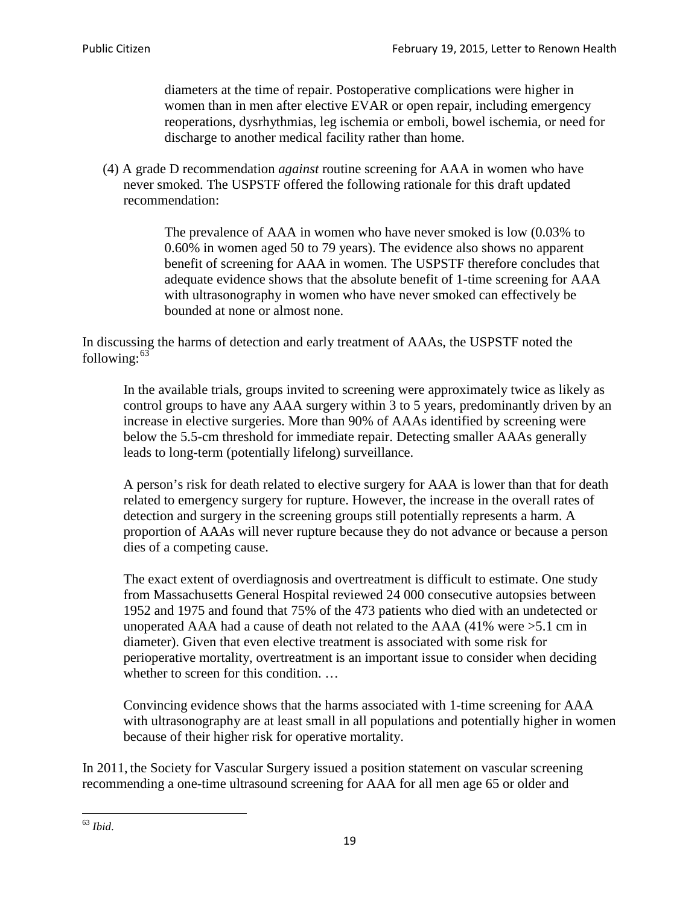> diameters at the time of repair. Postoperative complications were higher in women than in men after elective EVAR or open repair, including emergency reoperations, dysrhythmias, leg ischemia or emboli, bowel ischemia, or need for discharge to another medical facility rather than home.

(4) A grade D recommendation *against* routine screening for AAA in women who have never smoked. The USPSTF offered the following rationale for this draft updated recommendation:

> The prevalence of AAA in women who have never smoked is low (0.03% to 0.60% in women aged 50 to 79 years). The evidence also shows no apparent benefit of screening for AAA in women. The USPSTF therefore concludes that adequate evidence shows that the absolute benefit of 1-time screening for AAA with ultrasonography in women who have never smoked can effectively be bounded at none or almost none.

In discussing the harms of detection and early treatment of AAAs, the USPSTF noted the following:[63]

> In the available trials, groups invited to screening were approximately twice as likely as control groups to have any AAA surgery within 3 to 5 years, predominantly driven by an increase in elective surgeries. More than 90% of AAAs identified by screening were below the 5.5-cm threshold for immediate repair. Detecting smaller AAAs generally leads to long-term (potentially lifelong) surveillance.
>
> A person's risk for death related to elective surgery for AAA is lower than that for death related to emergency surgery for rupture. However, the increase in the overall rates of detection and surgery in the screening groups still potentially represents a harm. A proportion of AAAs will never rupture because they do not advance or because a person dies of a competing cause.
>
> The exact extent of overdiagnosis and overtreatment is difficult to estimate. One study from Massachusetts General Hospital reviewed 24 000 consecutive autopsies between 1952 and 1975 and found that 75% of the 473 patients who died with an undetected or unoperated AAA had a cause of death not related to the AAA (41% were >5.1 cm in diameter). Given that even elective treatment is associated with some risk for perioperative mortality, overtreatment is an important issue to consider when deciding whether to screen for this condition. …
>
> Convincing evidence shows that the harms associated with 1-time screening for AAA with ultrasonography are at least small in all populations and potentially higher in women because of their higher risk for operative mortality.

In 2011, the Society for Vascular Surgery issued a position statement on vascular screening recommending a one-time ultrasound screening for AAA for all men age 65 or older and

[63] *Ibid*.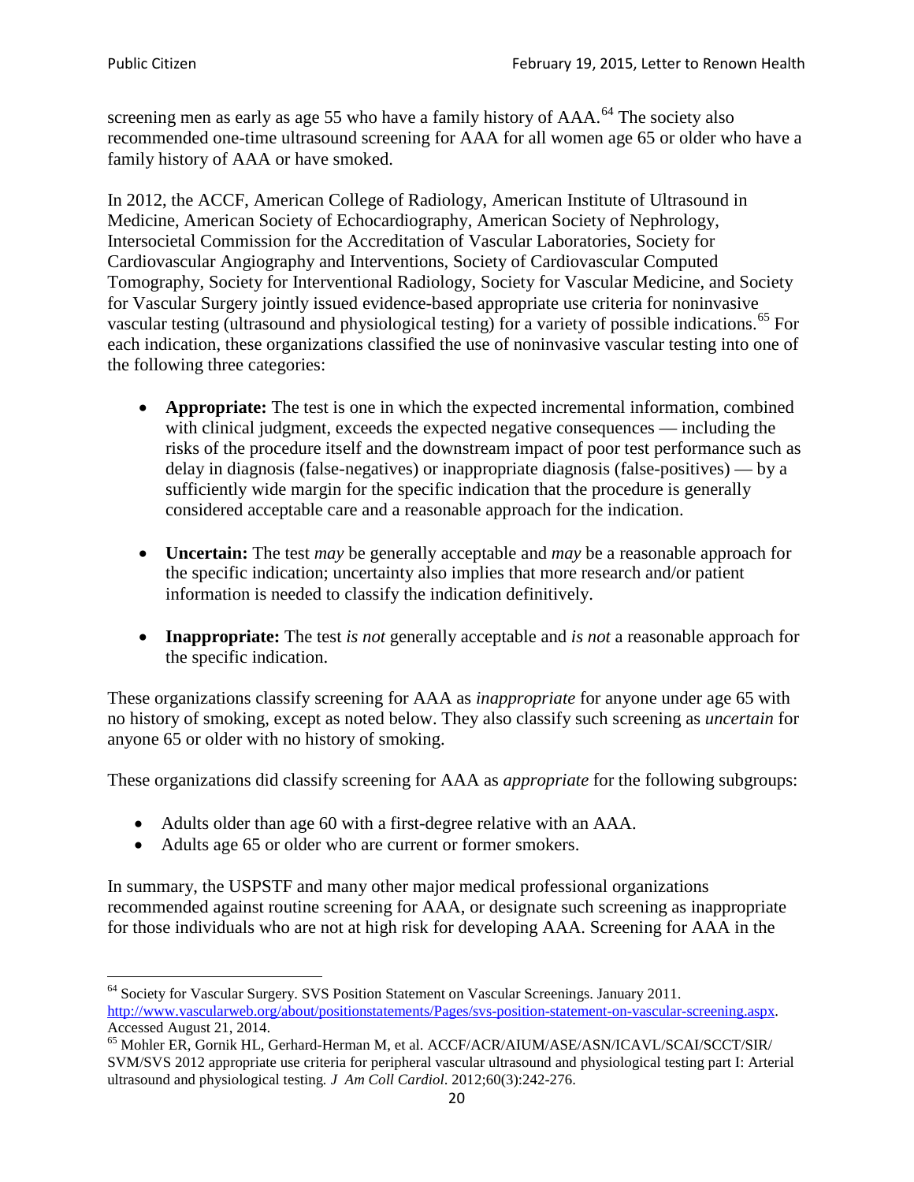screening men as early as age 55 who have a family history of AAA.[64] The society also recommended one-time ultrasound screening for AAA for all women age 65 or older who have a family history of AAA or have smoked.

In 2012, the ACCF, American College of Radiology, American Institute of Ultrasound in Medicine, American Society of Echocardiography, American Society of Nephrology, Intersocietal Commission for the Accreditation of Vascular Laboratories, Society for Cardiovascular Angiography and Interventions, Society of Cardiovascular Computed Tomography, Society for Interventional Radiology, Society for Vascular Medicine, and Society for Vascular Surgery jointly issued evidence-based appropriate use criteria for noninvasive vascular testing (ultrasound and physiological testing) for a variety of possible indications.[65] For each indication, these organizations classified the use of noninvasive vascular testing into one of the following three categories:

- **Appropriate:** The test is one in which the expected incremental information, combined with clinical judgment, exceeds the expected negative consequences — including the risks of the procedure itself and the downstream impact of poor test performance such as delay in diagnosis (false-negatives) or inappropriate diagnosis (false-positives) — by a sufficiently wide margin for the specific indication that the procedure is generally considered acceptable care and a reasonable approach for the indication.

- **Uncertain:** The test *may* be generally acceptable and *may* be a reasonable approach for the specific indication; uncertainty also implies that more research and/or patient information is needed to classify the indication definitively.

- **Inappropriate:** The test *is not* generally acceptable and *is not* a reasonable approach for the specific indication.

These organizations classify screening for AAA as *inappropriate* for anyone under age 65 with no history of smoking, except as noted below. They also classify such screening as *uncertain* for anyone 65 or older with no history of smoking.

These organizations did classify screening for AAA as *appropriate* for the following subgroups:

- Adults older than age 60 with a first-degree relative with an AAA.
- Adults age 65 or older who are current or former smokers.

In summary, the USPSTF and many other major medical professional organizations recommended against routine screening for AAA, or designate such screening as inappropriate for those individuals who are not at high risk for developing AAA. Screening for AAA in the

[64] Society for Vascular Surgery. SVS Position Statement on Vascular Screenings. January 2011. http://www.vascularweb.org/about/positionstatements/Pages/svs-position-statement-on-vascular-screening.aspx. Accessed August 21, 2014.

[65] Mohler ER, Gornik HL, Gerhard-Herman M, et al. ACCF/ACR/AIUM/ASE/ASN/ICAVL/SCAI/SCCT/SIR/SVM/SVS 2012 appropriate use criteria for peripheral vascular ultrasound and physiological testing part I: Arterial ultrasound and physiological testing. *J Am Coll Cardiol*. 2012;60(3):242-276.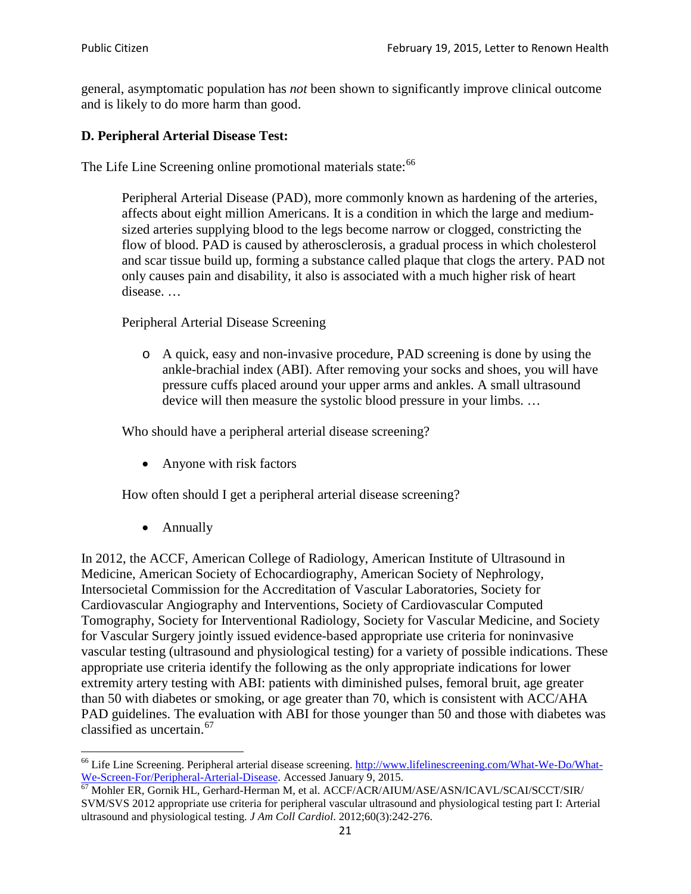general, asymptomatic population has *not* been shown to significantly improve clinical outcome and is likely to do more harm than good.

**D. Peripheral Arterial Disease Test:**

The Life Line Screening online promotional materials state:[66]

> Peripheral Arterial Disease (PAD), more commonly known as hardening of the arteries, affects about eight million Americans. It is a condition in which the large and medium-sized arteries supplying blood to the legs become narrow or clogged, constricting the flow of blood. PAD is caused by atherosclerosis, a gradual process in which cholesterol and scar tissue build up, forming a substance called plaque that clogs the artery. PAD not only causes pain and disability, it also is associated with a much higher risk of heart disease. …
>
> Peripheral Arterial Disease Screening
>
> - A quick, easy and non-invasive procedure, PAD screening is done by using the ankle-brachial index (ABI). After removing your socks and shoes, you will have pressure cuffs placed around your upper arms and ankles. A small ultrasound device will then measure the systolic blood pressure in your limbs. …
>
> Who should have a peripheral arterial disease screening?
>
> - Anyone with risk factors
>
> How often should I get a peripheral arterial disease screening?
>
> - Annually

In 2012, the ACCF, American College of Radiology, American Institute of Ultrasound in Medicine, American Society of Echocardiography, American Society of Nephrology, Intersocietal Commission for the Accreditation of Vascular Laboratories, Society for Cardiovascular Angiography and Interventions, Society of Cardiovascular Computed Tomography, Society for Interventional Radiology, Society for Vascular Medicine, and Society for Vascular Surgery jointly issued evidence-based appropriate use criteria for noninvasive vascular testing (ultrasound and physiological testing) for a variety of possible indications. These appropriate use criteria identify the following as the only appropriate indications for lower extremity artery testing with ABI: patients with diminished pulses, femoral bruit, age greater than 50 with diabetes or smoking, or age greater than 70, which is consistent with ACC/AHA PAD guidelines. The evaluation with ABI for those younger than 50 and those with diabetes was classified as uncertain.[67]

---

[66] Life Line Screening. Peripheral arterial disease screening. [http://www.lifelinescreening.com/What-We-Do/What-We-Screen-For/Peripheral-Arterial-Disease](http://www.lifelinescreening.com/What-We-Do/What-We-Screen-For/Peripheral-Arterial-Disease). Accessed January 9, 2015.

[67] Mohler ER, Gornik HL, Gerhard-Herman M, et al. ACCF/ACR/AIUM/ASE/ASN/ICAVL/SCAI/SCCT/SIR/SVM/SVS 2012 appropriate use criteria for peripheral vascular ultrasound and physiological testing part I: Arterial ultrasound and physiological testing. *J Am Coll Cardiol*. 2012;60(3):242-276.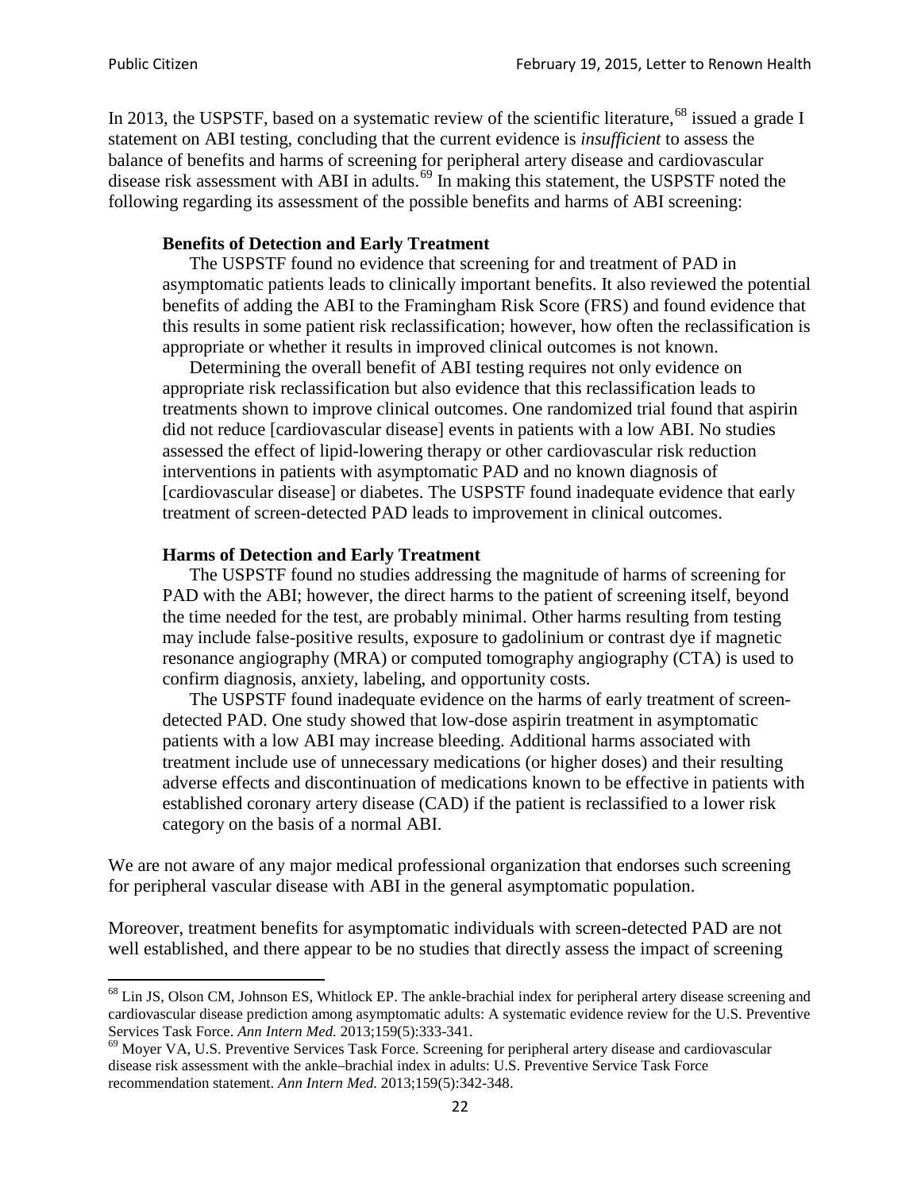In 2013, the USPSTF, based on a systematic review of the scientific literature,[68] issued a grade I statement on ABI testing, concluding that the current evidence is *insufficient* to assess the balance of benefits and harms of screening for peripheral artery disease and cardiovascular disease risk assessment with ABI in adults.[69] In making this statement, the USPSTF noted the following regarding its assessment of the possible benefits and harms of ABI screening:

> **Benefits of Detection and Early Treatment**
>
> The USPSTF found no evidence that screening for and treatment of PAD in asymptomatic patients leads to clinically important benefits. It also reviewed the potential benefits of adding the ABI to the Framingham Risk Score (FRS) and found evidence that this results in some patient risk reclassification; however, how often the reclassification is appropriate or whether it results in improved clinical outcomes is not known.
>
> Determining the overall benefit of ABI testing requires not only evidence on appropriate risk reclassification but also evidence that this reclassification leads to treatments shown to improve clinical outcomes. One randomized trial found that aspirin did not reduce [cardiovascular disease] events in patients with a low ABI. No studies assessed the effect of lipid-lowering therapy or other cardiovascular risk reduction interventions in patients with asymptomatic PAD and no known diagnosis of [cardiovascular disease] or diabetes. The USPSTF found inadequate evidence that early treatment of screen-detected PAD leads to improvement in clinical outcomes.
>
> **Harms of Detection and Early Treatment**
>
> The USPSTF found no studies addressing the magnitude of harms of screening for PAD with the ABI; however, the direct harms to the patient of screening itself, beyond the time needed for the test, are probably minimal. Other harms resulting from testing may include false-positive results, exposure to gadolinium or contrast dye if magnetic resonance angiography (MRA) or computed tomography angiography (CTA) is used to confirm diagnosis, anxiety, labeling, and opportunity costs.
>
> The USPSTF found inadequate evidence on the harms of early treatment of screen-detected PAD. One study showed that low-dose aspirin treatment in asymptomatic patients with a low ABI may increase bleeding. Additional harms associated with treatment include use of unnecessary medications (or higher doses) and their resulting adverse effects and discontinuation of medications known to be effective in patients with established coronary artery disease (CAD) if the patient is reclassified to a lower risk category on the basis of a normal ABI.

We are not aware of any major medical professional organization that endorses such screening for peripheral vascular disease with ABI in the general asymptomatic population.

Moreover, treatment benefits for asymptomatic individuals with screen-detected PAD are not well established, and there appear to be no studies that directly assess the impact of screening

---

[68] Lin JS, Olson CM, Johnson ES, Whitlock EP. The ankle-brachial index for peripheral artery disease screening and cardiovascular disease prediction among asymptomatic adults: A systematic evidence review for the U.S. Preventive Services Task Force. *Ann Intern Med.* 2013;159(5):333-341.

[69] Moyer VA, U.S. Preventive Services Task Force. Screening for peripheral artery disease and cardiovascular disease risk assessment with the ankle–brachial index in adults: U.S. Preventive Service Task Force recommendation statement. *Ann Intern Med.* 2013;159(5):342-348.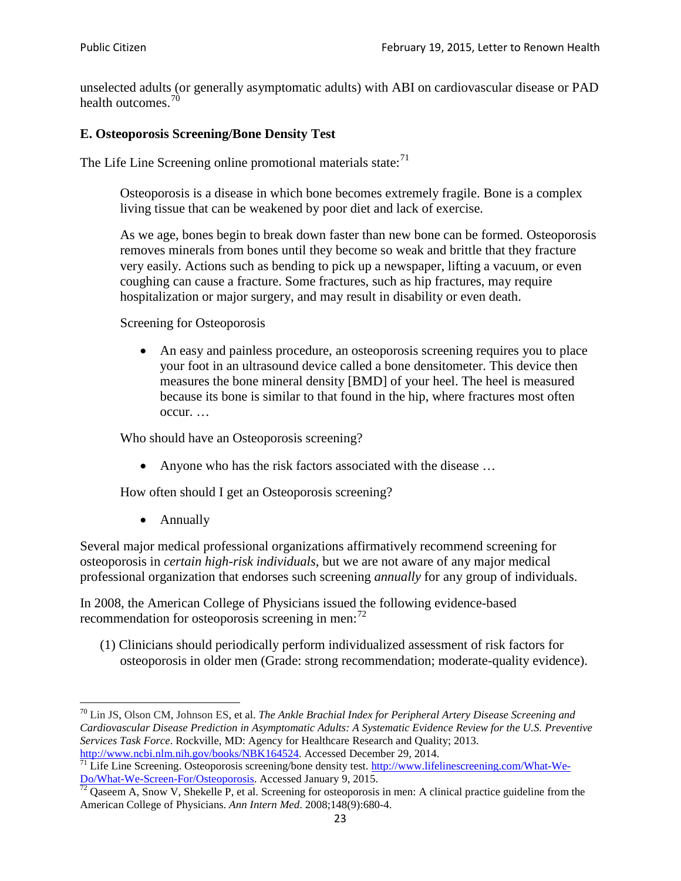unselected adults (or generally asymptomatic adults) with ABI on cardiovascular disease or PAD health outcomes.[70]

### E. Osteoporosis Screening/Bone Density Test

The Life Line Screening online promotional materials state:[71]

> Osteoporosis is a disease in which bone becomes extremely fragile. Bone is a complex living tissue that can be weakened by poor diet and lack of exercise.
>
> As we age, bones begin to break down faster than new bone can be formed. Osteoporosis removes minerals from bones until they become so weak and brittle that they fracture very easily. Actions such as bending to pick up a newspaper, lifting a vacuum, or even coughing can cause a fracture. Some fractures, such as hip fractures, may require hospitalization or major surgery, and may result in disability or even death.
>
> Screening for Osteoporosis
>
> - An easy and painless procedure, an osteoporosis screening requires you to place your foot in an ultrasound device called a bone densitometer. This device then measures the bone mineral density [BMD] of your heel. The heel is measured because its bone is similar to that found in the hip, where fractures most often occur. …
>
> Who should have an Osteoporosis screening?
>
> - Anyone who has the risk factors associated with the disease …
>
> How often should I get an Osteoporosis screening?
>
> - Annually

Several major medical professional organizations affirmatively recommend screening for osteoporosis in *certain high-risk individuals*, but we are not aware of any major medical professional organization that endorses such screening *annually* for any group of individuals.

In 2008, the American College of Physicians issued the following evidence-based recommendation for osteoporosis screening in men:[72]

> (1) Clinicians should periodically perform individualized assessment of risk factors for osteoporosis in older men (Grade: strong recommendation; moderate-quality evidence).

---

[70] Lin JS, Olson CM, Johnson ES, et al. *The Ankle Brachial Index for Peripheral Artery Disease Screening and Cardiovascular Disease Prediction in Asymptomatic Adults: A Systematic Evidence Review for the U.S. Preventive Services Task Force*. Rockville, MD: Agency for Healthcare Research and Quality; 2013. http://www.ncbi.nlm.nih.gov/books/NBK164524. Accessed December 29, 2014.

[71] Life Line Screening. Osteoporosis screening/bone density test. http://www.lifelinescreening.com/What-We-Do/What-We-Screen-For/Osteoporosis. Accessed January 9, 2015.

[72] Qaseem A, Snow V, Shekelle P, et al. Screening for osteoporosis in men: A clinical practice guideline from the American College of Physicians. *Ann Intern Med*. 2008;148(9):680-4.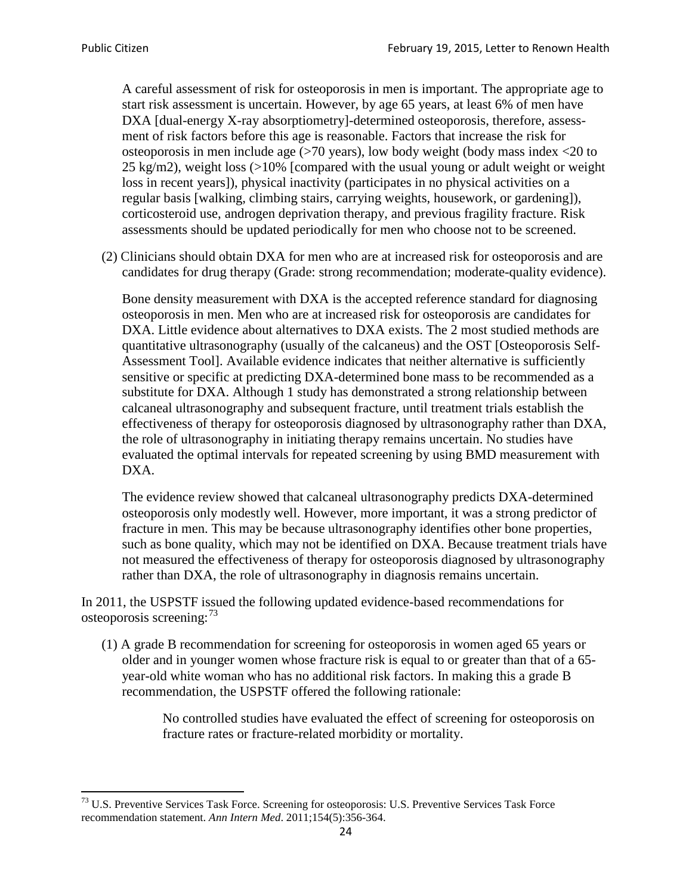A careful assessment of risk for osteoporosis in men is important. The appropriate age to start risk assessment is uncertain. However, by age 65 years, at least 6% of men have DXA [dual-energy X-ray absorptiometry]-determined osteoporosis, therefore, assessment of risk factors before this age is reasonable. Factors that increase the risk for osteoporosis in men include age (>70 years), low body weight (body mass index <20 to 25 kg/m2), weight loss (>10% [compared with the usual young or adult weight or weight loss in recent years]), physical inactivity (participates in no physical activities on a regular basis [walking, climbing stairs, carrying weights, housework, or gardening]), corticosteroid use, androgen deprivation therapy, and previous fragility fracture. Risk assessments should be updated periodically for men who choose not to be screened.

(2) Clinicians should obtain DXA for men who are at increased risk for osteoporosis and are candidates for drug therapy (Grade: strong recommendation; moderate-quality evidence).

Bone density measurement with DXA is the accepted reference standard for diagnosing osteoporosis in men. Men who are at increased risk for osteoporosis are candidates for DXA. Little evidence about alternatives to DXA exists. The 2 most studied methods are quantitative ultrasonography (usually of the calcaneus) and the OST [Osteoporosis Self-Assessment Tool]. Available evidence indicates that neither alternative is sufficiently sensitive or specific at predicting DXA-determined bone mass to be recommended as a substitute for DXA. Although 1 study has demonstrated a strong relationship between calcaneal ultrasonography and subsequent fracture, until treatment trials establish the effectiveness of therapy for osteoporosis diagnosed by ultrasonography rather than DXA, the role of ultrasonography in initiating therapy remains uncertain. No studies have evaluated the optimal intervals for repeated screening by using BMD measurement with DXA.

The evidence review showed that calcaneal ultrasonography predicts DXA-determined osteoporosis only modestly well. However, more important, it was a strong predictor of fracture in men. This may be because ultrasonography identifies other bone properties, such as bone quality, which may not be identified on DXA. Because treatment trials have not measured the effectiveness of therapy for osteoporosis diagnosed by ultrasonography rather than DXA, the role of ultrasonography in diagnosis remains uncertain.

In 2011, the USPSTF issued the following updated evidence-based recommendations for osteoporosis screening:[73]

(1) A grade B recommendation for screening for osteoporosis in women aged 65 years or older and in younger women whose fracture risk is equal to or greater than that of a 65-year-old white woman who has no additional risk factors. In making this a grade B recommendation, the USPSTF offered the following rationale:

> No controlled studies have evaluated the effect of screening for osteoporosis on fracture rates or fracture-related morbidity or mortality.

[73] U.S. Preventive Services Task Force. Screening for osteoporosis: U.S. Preventive Services Task Force recommendation statement. *Ann Intern Med*. 2011;154(5):356-364.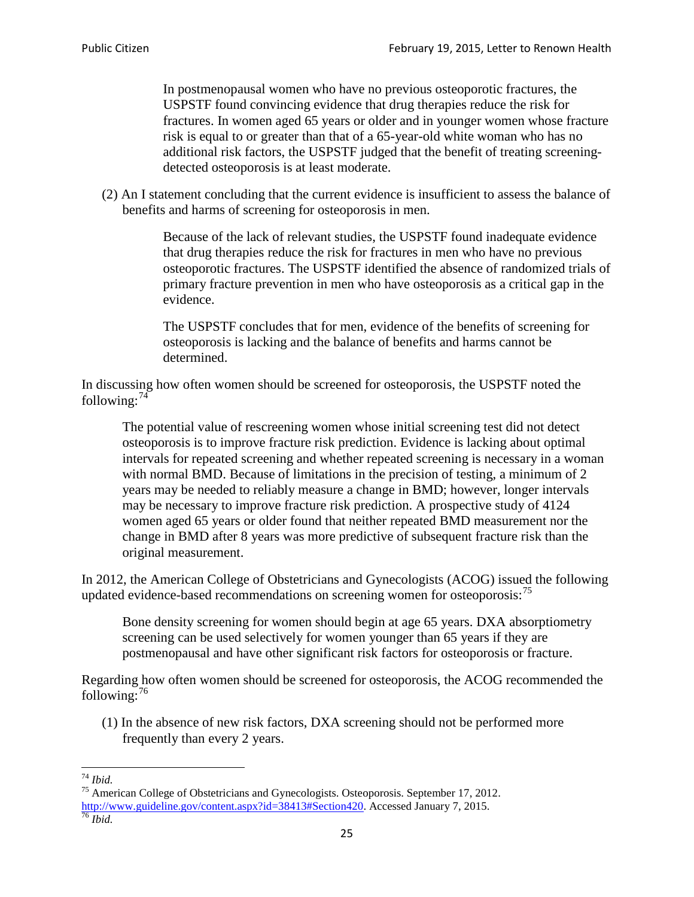> In postmenopausal women who have no previous osteoporotic fractures, the USPSTF found convincing evidence that drug therapies reduce the risk for fractures. In women aged 65 years or older and in younger women whose fracture risk is equal to or greater than that of a 65-year-old white woman who has no additional risk factors, the USPSTF judged that the benefit of treating screening-detected osteoporosis is at least moderate.

(2) An I statement concluding that the current evidence is insufficient to assess the balance of benefits and harms of screening for osteoporosis in men.

> Because of the lack of relevant studies, the USPSTF found inadequate evidence that drug therapies reduce the risk for fractures in men who have no previous osteoporotic fractures. The USPSTF identified the absence of randomized trials of primary fracture prevention in men who have osteoporosis as a critical gap in the evidence.
>
> The USPSTF concludes that for men, evidence of the benefits of screening for osteoporosis is lacking and the balance of benefits and harms cannot be determined.

In discussing how often women should be screened for osteoporosis, the USPSTF noted the following:[74]

> The potential value of rescreening women whose initial screening test did not detect osteoporosis is to improve fracture risk prediction. Evidence is lacking about optimal intervals for repeated screening and whether repeated screening is necessary in a woman with normal BMD. Because of limitations in the precision of testing, a minimum of 2 years may be needed to reliably measure a change in BMD; however, longer intervals may be necessary to improve fracture risk prediction. A prospective study of 4124 women aged 65 years or older found that neither repeated BMD measurement nor the change in BMD after 8 years was more predictive of subsequent fracture risk than the original measurement.

In 2012, the American College of Obstetricians and Gynecologists (ACOG) issued the following updated evidence-based recommendations on screening women for osteoporosis:[75]

> Bone density screening for women should begin at age 65 years. DXA absorptiometry screening can be used selectively for women younger than 65 years if they are postmenopausal and have other significant risk factors for osteoporosis or fracture.

Regarding how often women should be screened for osteoporosis, the ACOG recommended the following:[76]

(1) In the absence of new risk factors, DXA screening should not be performed more frequently than every 2 years.

---

[74] *Ibid.*

[75] American College of Obstetricians and Gynecologists. Osteoporosis. September 17, 2012. http://www.guideline.gov/content.aspx?id=38413#Section420. Accessed January 7, 2015.

[76] *Ibid.*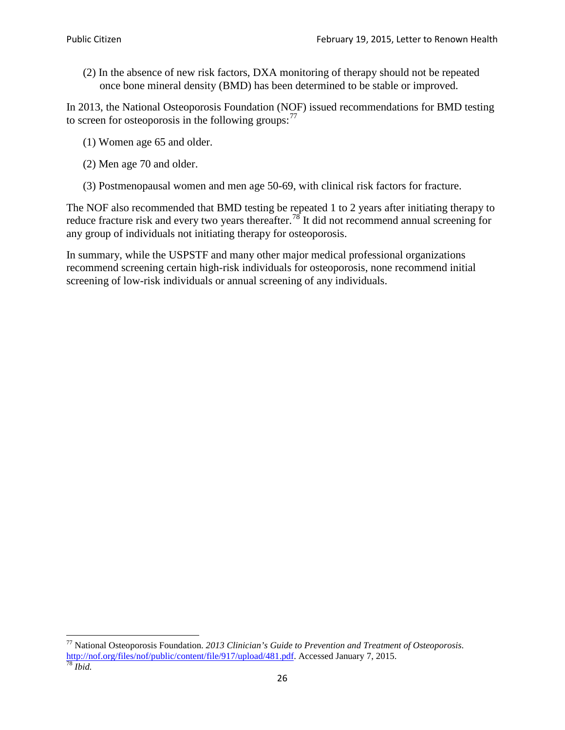(2) In the absence of new risk factors, DXA monitoring of therapy should not be repeated once bone mineral density (BMD) has been determined to be stable or improved.

In 2013, the National Osteoporosis Foundation (NOF) issued recommendations for BMD testing to screen for osteoporosis in the following groups:[77]

(1) Women age 65 and older.

(2) Men age 70 and older.

(3) Postmenopausal women and men age 50-69, with clinical risk factors for fracture.

The NOF also recommended that BMD testing be repeated 1 to 2 years after initiating therapy to reduce fracture risk and every two years thereafter.[78] It did not recommend annual screening for any group of individuals not initiating therapy for osteoporosis.

In summary, while the USPSTF and many other major medical professional organizations recommend screening certain high-risk individuals for osteoporosis, none recommend initial screening of low-risk individuals or annual screening of any individuals.

---

[77] National Osteoporosis Foundation. *2013 Clinician's Guide to Prevention and Treatment of Osteoporosis.* http://nof.org/files/nof/public/content/file/917/upload/481.pdf. Accessed January 7, 2015.

[78] *Ibid.*